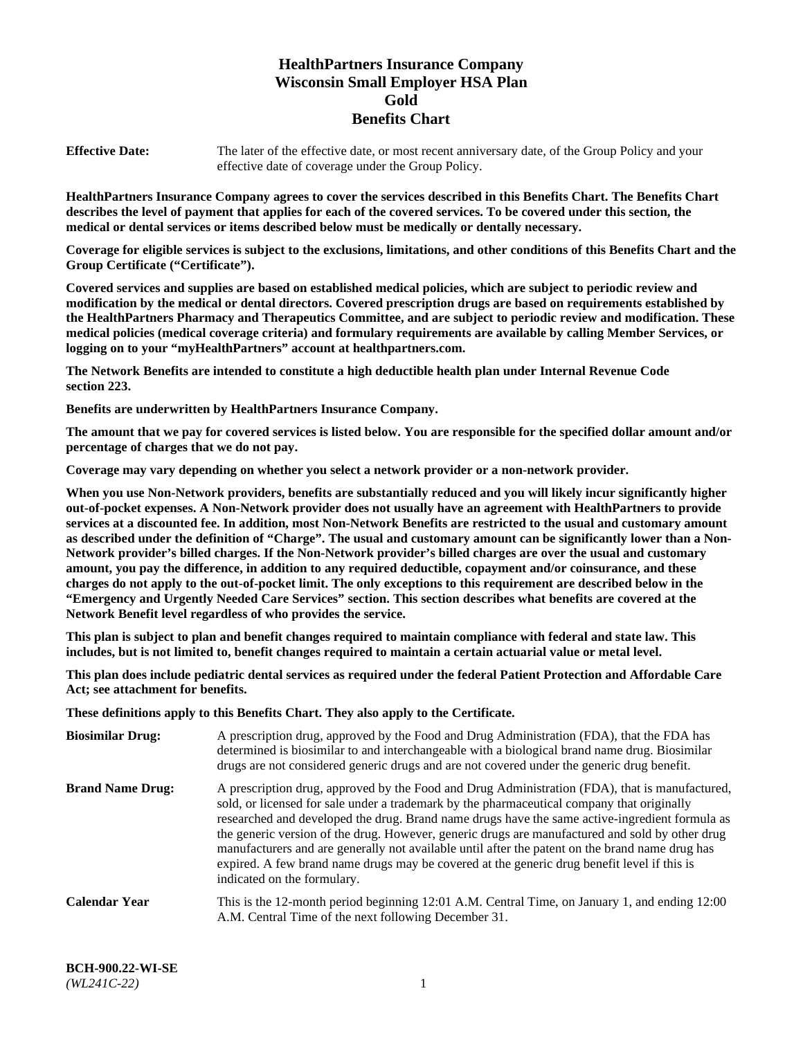# HealthPartners Insurance Company
# Wisconsin Small Employer HSA Plan
# Gold
# Benefits Chart

**Effective Date:** The later of the effective date, or most recent anniversary date, of the Group Policy and your effective date of coverage under the Group Policy.

**HealthPartners Insurance Company agrees to cover the services described in this Benefits Chart. The Benefits Chart describes the level of payment that applies for each of the covered services. To be covered under this section, the medical or dental services or items described below must be medically or dentally necessary.**

**Coverage for eligible services is subject to the exclusions, limitations, and other conditions of this Benefits Chart and the Group Certificate ("Certificate").**

**Covered services and supplies are based on established medical policies, which are subject to periodic review and modification by the medical or dental directors. Covered prescription drugs are based on requirements established by the HealthPartners Pharmacy and Therapeutics Committee, and are subject to periodic review and modification. These medical policies (medical coverage criteria) and formulary requirements are available by calling Member Services, or logging on to your "myHealthPartners" account at healthpartners.com.**

**The Network Benefits are intended to constitute a high deductible health plan under Internal Revenue Code section 223.**

**Benefits are underwritten by HealthPartners Insurance Company.**

**The amount that we pay for covered services is listed below. You are responsible for the specified dollar amount and/or percentage of charges that we do not pay.**

**Coverage may vary depending on whether you select a network provider or a non-network provider.**

**When you use Non-Network providers, benefits are substantially reduced and you will likely incur significantly higher out-of-pocket expenses. A Non-Network provider does not usually have an agreement with HealthPartners to provide services at a discounted fee. In addition, most Non-Network Benefits are restricted to the usual and customary amount as described under the definition of "Charge". The usual and customary amount can be significantly lower than a Non-Network provider's billed charges. If the Non-Network provider's billed charges are over the usual and customary amount, you pay the difference, in addition to any required deductible, copayment and/or coinsurance, and these charges do not apply to the out-of-pocket limit. The only exceptions to this requirement are described below in the "Emergency and Urgently Needed Care Services" section. This section describes what benefits are covered at the Network Benefit level regardless of who provides the service.**

**This plan is subject to plan and benefit changes required to maintain compliance with federal and state law. This includes, but is not limited to, benefit changes required to maintain a certain actuarial value or metal level.**

**This plan does include pediatric dental services as required under the federal Patient Protection and Affordable Care Act; see attachment for benefits.**

**These definitions apply to this Benefits Chart. They also apply to the Certificate.**

**Biosimilar Drug:** A prescription drug, approved by the Food and Drug Administration (FDA), that the FDA has determined is biosimilar to and interchangeable with a biological brand name drug. Biosimilar drugs are not considered generic drugs and are not covered under the generic drug benefit.

**Brand Name Drug:** A prescription drug, approved by the Food and Drug Administration (FDA), that is manufactured, sold, or licensed for sale under a trademark by the pharmaceutical company that originally researched and developed the drug. Brand name drugs have the same active-ingredient formula as the generic version of the drug. However, generic drugs are manufactured and sold by other drug manufacturers and are generally not available until after the patent on the brand name drug has expired. A few brand name drugs may be covered at the generic drug benefit level if this is indicated on the formulary.

**Calendar Year** This is the 12-month period beginning 12:01 A.M. Central Time, on January 1, and ending 12:00 A.M. Central Time of the next following December 31.

**BCH-900.22-WI-SE**
*(WL241C-22)*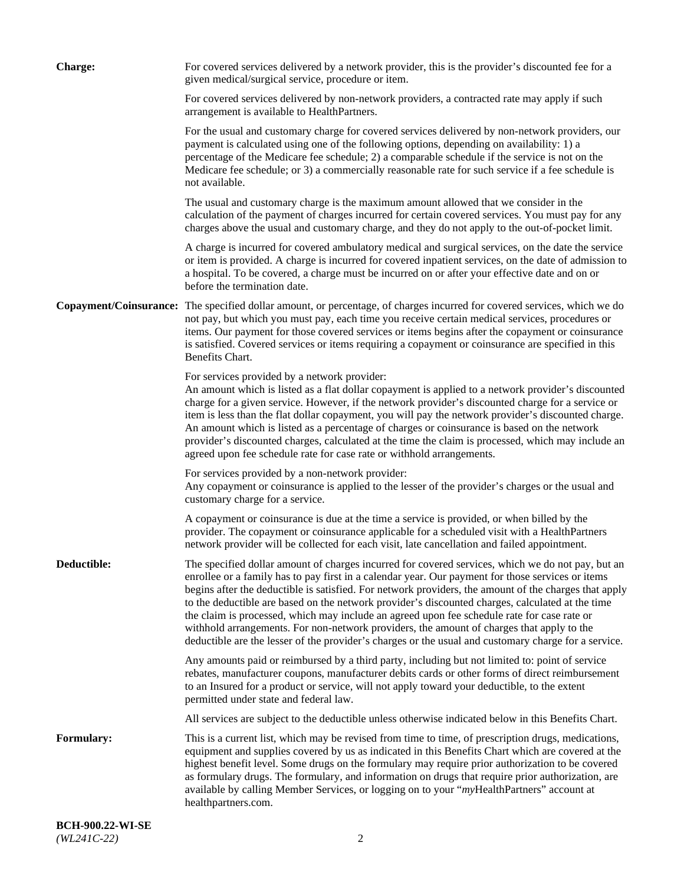**Charge:** For covered services delivered by a network provider, this is the provider's discounted fee for a given medical/surgical service, procedure or item.

For covered services delivered by non-network providers, a contracted rate may apply if such arrangement is available to HealthPartners.

For the usual and customary charge for covered services delivered by non-network providers, our payment is calculated using one of the following options, depending on availability: 1) a percentage of the Medicare fee schedule; 2) a comparable schedule if the service is not on the Medicare fee schedule; or 3) a commercially reasonable rate for such service if a fee schedule is not available.

The usual and customary charge is the maximum amount allowed that we consider in the calculation of the payment of charges incurred for certain covered services. You must pay for any charges above the usual and customary charge, and they do not apply to the out-of-pocket limit.

A charge is incurred for covered ambulatory medical and surgical services, on the date the service or item is provided. A charge is incurred for covered inpatient services, on the date of admission to a hospital. To be covered, a charge must be incurred on or after your effective date and on or before the termination date.

**Copayment/Coinsurance:** The specified dollar amount, or percentage, of charges incurred for covered services, which we do not pay, but which you must pay, each time you receive certain medical services, procedures or items. Our payment for those covered services or items begins after the copayment or coinsurance is satisfied. Covered services or items requiring a copayment or coinsurance are specified in this Benefits Chart.

For services provided by a network provider:
An amount which is listed as a flat dollar copayment is applied to a network provider's discounted charge for a given service. However, if the network provider's discounted charge for a service or item is less than the flat dollar copayment, you will pay the network provider's discounted charge. An amount which is listed as a percentage of charges or coinsurance is based on the network provider's discounted charges, calculated at the time the claim is processed, which may include an agreed upon fee schedule rate for case rate or withhold arrangements.

For services provided by a non-network provider:
Any copayment or coinsurance is applied to the lesser of the provider's charges or the usual and customary charge for a service.

A copayment or coinsurance is due at the time a service is provided, or when billed by the provider. The copayment or coinsurance applicable for a scheduled visit with a HealthPartners network provider will be collected for each visit, late cancellation and failed appointment.

**Deductible:** The specified dollar amount of charges incurred for covered services, which we do not pay, but an enrollee or a family has to pay first in a calendar year. Our payment for those services or items begins after the deductible is satisfied. For network providers, the amount of the charges that apply to the deductible are based on the network provider's discounted charges, calculated at the time the claim is processed, which may include an agreed upon fee schedule rate for case rate or withhold arrangements. For non-network providers, the amount of charges that apply to the deductible are the lesser of the provider's charges or the usual and customary charge for a service.

Any amounts paid or reimbursed by a third party, including but not limited to: point of service rebates, manufacturer coupons, manufacturer debits cards or other forms of direct reimbursement to an Insured for a product or service, will not apply toward your deductible, to the extent permitted under state and federal law.

All services are subject to the deductible unless otherwise indicated below in this Benefits Chart.

**Formulary:** This is a current list, which may be revised from time to time, of prescription drugs, medications, equipment and supplies covered by us as indicated in this Benefits Chart which are covered at the highest benefit level. Some drugs on the formulary may require prior authorization to be covered as formulary drugs. The formulary, and information on drugs that require prior authorization, are available by calling Member Services, or logging on to your "*my*HealthPartners" account at healthpartners.com.

**BCH-900.22-WI-SE**
*(WL241C-22)*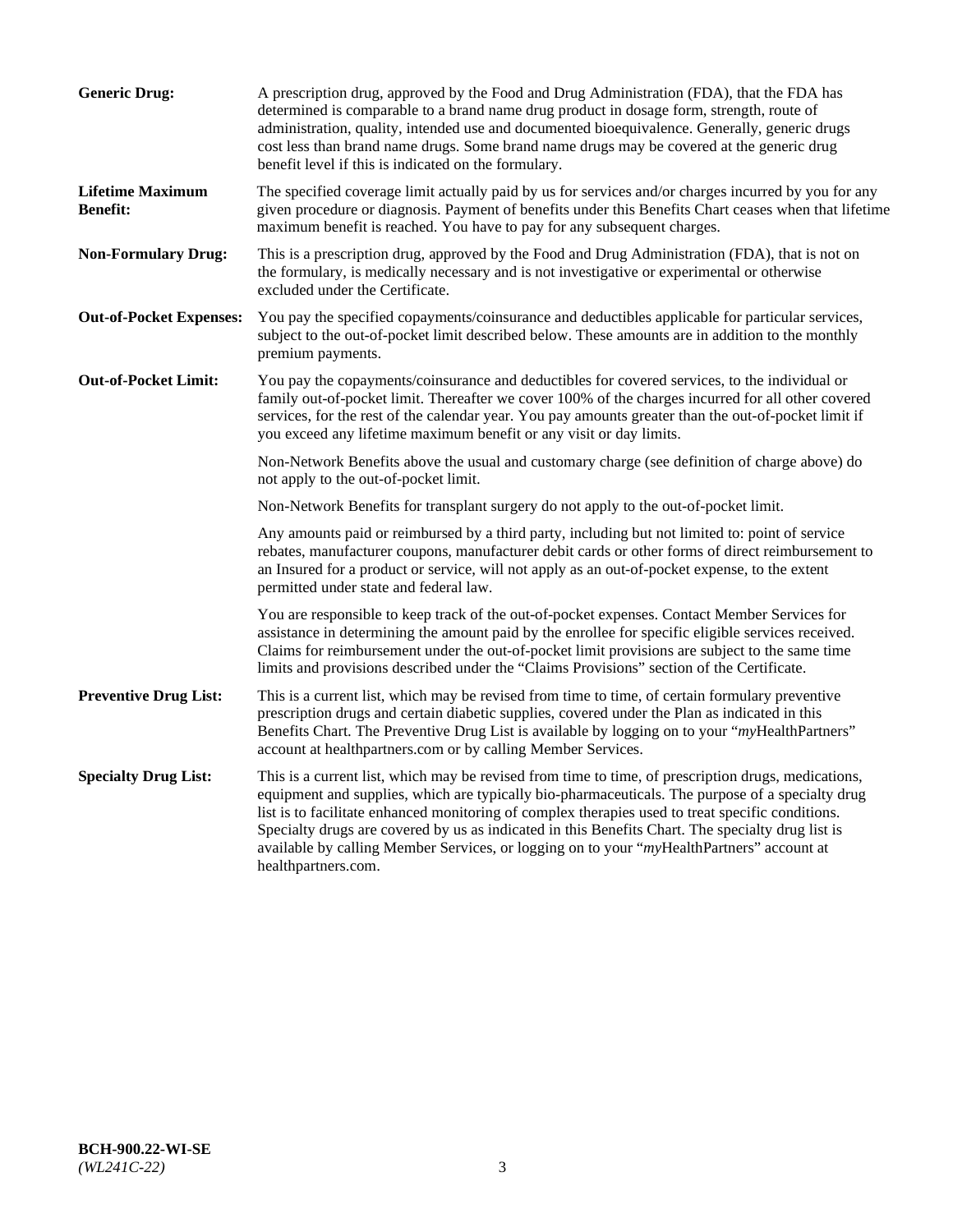**Generic Drug:** A prescription drug, approved by the Food and Drug Administration (FDA), that the FDA has determined is comparable to a brand name drug product in dosage form, strength, route of administration, quality, intended use and documented bioequivalence. Generally, generic drugs cost less than brand name drugs. Some brand name drugs may be covered at the generic drug benefit level if this is indicated on the formulary.

**Lifetime Maximum Benefit:** The specified coverage limit actually paid by us for services and/or charges incurred by you for any given procedure or diagnosis. Payment of benefits under this Benefits Chart ceases when that lifetime maximum benefit is reached. You have to pay for any subsequent charges.

**Non-Formulary Drug:** This is a prescription drug, approved by the Food and Drug Administration (FDA), that is not on the formulary, is medically necessary and is not investigative or experimental or otherwise excluded under the Certificate.

**Out-of-Pocket Expenses:** You pay the specified copayments/coinsurance and deductibles applicable for particular services, subject to the out-of-pocket limit described below. These amounts are in addition to the monthly premium payments.

**Out-of-Pocket Limit:** You pay the copayments/coinsurance and deductibles for covered services, to the individual or family out-of-pocket limit. Thereafter we cover 100% of the charges incurred for all other covered services, for the rest of the calendar year. You pay amounts greater than the out-of-pocket limit if you exceed any lifetime maximum benefit or any visit or day limits.

Non-Network Benefits above the usual and customary charge (see definition of charge above) do not apply to the out-of-pocket limit.

Non-Network Benefits for transplant surgery do not apply to the out-of-pocket limit.

Any amounts paid or reimbursed by a third party, including but not limited to: point of service rebates, manufacturer coupons, manufacturer debit cards or other forms of direct reimbursement to an Insured for a product or service, will not apply as an out-of-pocket expense, to the extent permitted under state and federal law.

You are responsible to keep track of the out-of-pocket expenses. Contact Member Services for assistance in determining the amount paid by the enrollee for specific eligible services received. Claims for reimbursement under the out-of-pocket limit provisions are subject to the same time limits and provisions described under the "Claims Provisions" section of the Certificate.

**Preventive Drug List:** This is a current list, which may be revised from time to time, of certain formulary preventive prescription drugs and certain diabetic supplies, covered under the Plan as indicated in this Benefits Chart. The Preventive Drug List is available by logging on to your "*my*HealthPartners" account at healthpartners.com or by calling Member Services.

**Specialty Drug List:** This is a current list, which may be revised from time to time, of prescription drugs, medications, equipment and supplies, which are typically bio-pharmaceuticals. The purpose of a specialty drug list is to facilitate enhanced monitoring of complex therapies used to treat specific conditions. Specialty drugs are covered by us as indicated in this Benefits Chart. The specialty drug list is available by calling Member Services, or logging on to your "*my*HealthPartners" account at healthpartners.com.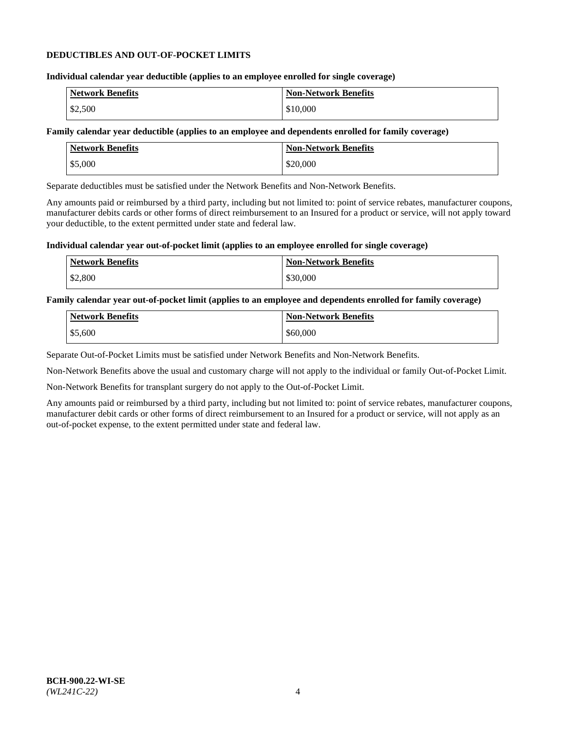**DEDUCTIBLES AND OUT-OF-POCKET LIMITS**

**Individual calendar year deductible (applies to an employee enrolled for single coverage)**

| Network Benefits | Non-Network Benefits |
| --- | --- |
| $2,500 | $10,000 |

**Family calendar year deductible (applies to an employee and dependents enrolled for family coverage)**

| Network Benefits | Non-Network Benefits |
| --- | --- |
| $5,000 | $20,000 |

Separate deductibles must be satisfied under the Network Benefits and Non-Network Benefits.

Any amounts paid or reimbursed by a third party, including but not limited to: point of service rebates, manufacturer coupons, manufacturer debits cards or other forms of direct reimbursement to an Insured for a product or service, will not apply toward your deductible, to the extent permitted under state and federal law.

**Individual calendar year out-of-pocket limit (applies to an employee enrolled for single coverage)**

| Network Benefits | Non-Network Benefits |
| --- | --- |
| $2,800 | $30,000 |

**Family calendar year out-of-pocket limit (applies to an employee and dependents enrolled for family coverage)**

| Network Benefits | Non-Network Benefits |
| --- | --- |
| $5,600 | $60,000 |

Separate Out-of-Pocket Limits must be satisfied under Network Benefits and Non-Network Benefits.

Non-Network Benefits above the usual and customary charge will not apply to the individual or family Out-of-Pocket Limit.

Non-Network Benefits for transplant surgery do not apply to the Out-of-Pocket Limit.

Any amounts paid or reimbursed by a third party, including but not limited to: point of service rebates, manufacturer coupons, manufacturer debit cards or other forms of direct reimbursement to an Insured for a product or service, will not apply as an out-of-pocket expense, to the extent permitted under state and federal law.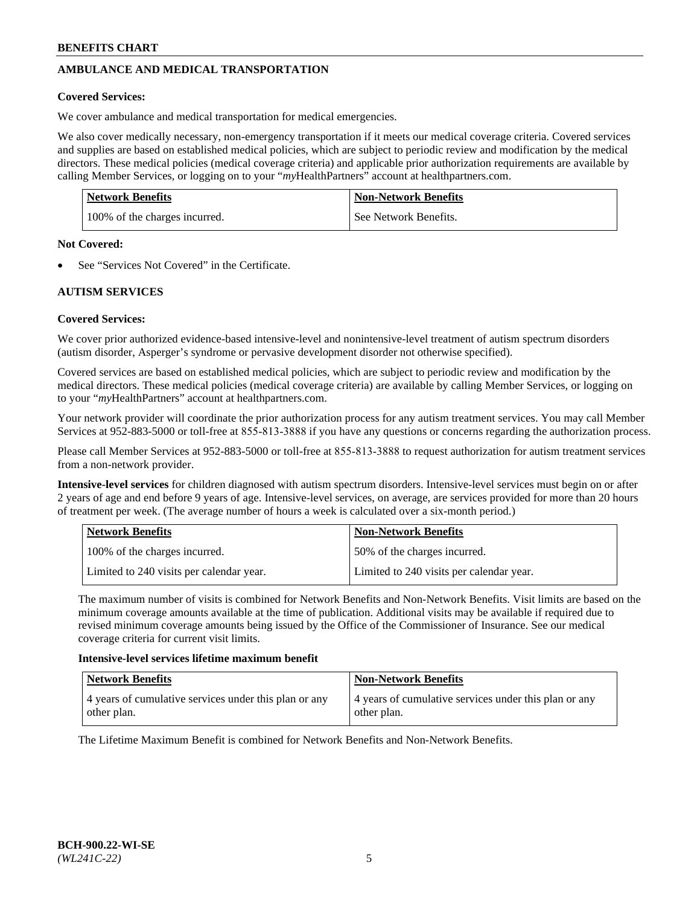## AMBULANCE AND MEDICAL TRANSPORTATION

**Covered Services:**

We cover ambulance and medical transportation for medical emergencies.

We also cover medically necessary, non-emergency transportation if it meets our medical coverage criteria. Covered services and supplies are based on established medical policies, which are subject to periodic review and modification by the medical directors. These medical policies (medical coverage criteria) and applicable prior authorization requirements are available by calling Member Services, or logging on to your "*my*HealthPartners" account at healthpartners.com.

| Network Benefits | Non-Network Benefits |
|---|---|
| 100% of the charges incurred. | See Network Benefits. |

**Not Covered:**

- See "Services Not Covered" in the Certificate.

## AUTISM SERVICES

**Covered Services:**

We cover prior authorized evidence-based intensive-level and nonintensive-level treatment of autism spectrum disorders (autism disorder, Asperger's syndrome or pervasive development disorder not otherwise specified).

Covered services are based on established medical policies, which are subject to periodic review and modification by the medical directors. These medical policies (medical coverage criteria) are available by calling Member Services, or logging on to your "*my*HealthPartners" account at healthpartners.com.

Your network provider will coordinate the prior authorization process for any autism treatment services. You may call Member Services at 952-883-5000 or toll-free at 855-813-3888 if you have any questions or concerns regarding the authorization process.

Please call Member Services at 952-883-5000 or toll-free at 855-813-3888 to request authorization for autism treatment services from a non-network provider.

**Intensive-level services** for children diagnosed with autism spectrum disorders. Intensive-level services must begin on or after 2 years of age and end before 9 years of age. Intensive-level services, on average, are services provided for more than 20 hours of treatment per week. (The average number of hours a week is calculated over a six-month period.)

| Network Benefits | Non-Network Benefits |
|---|---|
| 100% of the charges incurred. | 50% of the charges incurred. |
| Limited to 240 visits per calendar year. | Limited to 240 visits per calendar year. |

The maximum number of visits is combined for Network Benefits and Non-Network Benefits. Visit limits are based on the minimum coverage amounts available at the time of publication. Additional visits may be available if required due to revised minimum coverage amounts being issued by the Office of the Commissioner of Insurance. See our medical coverage criteria for current visit limits.

**Intensive-level services lifetime maximum benefit**

| Network Benefits | Non-Network Benefits |
|---|---|
| 4 years of cumulative services under this plan or any other plan. | 4 years of cumulative services under this plan or any other plan. |

The Lifetime Maximum Benefit is combined for Network Benefits and Non-Network Benefits.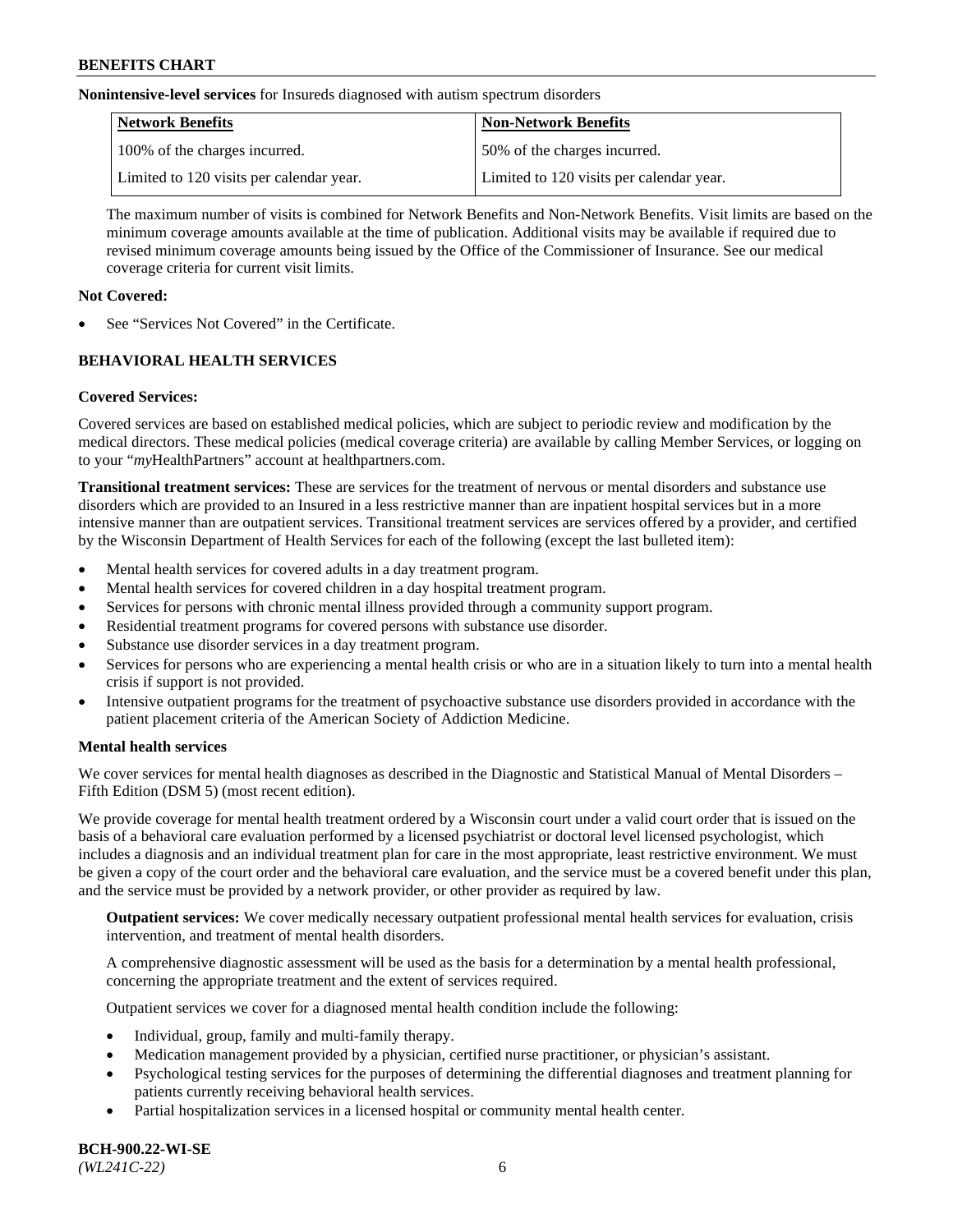**Nonintensive-level services** for Insureds diagnosed with autism spectrum disorders

| Network Benefits | Non-Network Benefits |
| --- | --- |
| 100% of the charges incurred. | 50% of the charges incurred. |
| Limited to 120 visits per calendar year. | Limited to 120 visits per calendar year. |

The maximum number of visits is combined for Network Benefits and Non-Network Benefits. Visit limits are based on the minimum coverage amounts available at the time of publication. Additional visits may be available if required due to revised minimum coverage amounts being issued by the Office of the Commissioner of Insurance. See our medical coverage criteria for current visit limits.

**Not Covered:**

- See "Services Not Covered" in the Certificate.

## BEHAVIORAL HEALTH SERVICES

**Covered Services:**

Covered services are based on established medical policies, which are subject to periodic review and modification by the medical directors. These medical policies (medical coverage criteria) are available by calling Member Services, or logging on to your "*my*HealthPartners" account at healthpartners.com.

**Transitional treatment services:** These are services for the treatment of nervous or mental disorders and substance use disorders which are provided to an Insured in a less restrictive manner than are inpatient hospital services but in a more intensive manner than are outpatient services. Transitional treatment services are services offered by a provider, and certified by the Wisconsin Department of Health Services for each of the following (except the last bulleted item):

- Mental health services for covered adults in a day treatment program.
- Mental health services for covered children in a day hospital treatment program.
- Services for persons with chronic mental illness provided through a community support program.
- Residential treatment programs for covered persons with substance use disorder.
- Substance use disorder services in a day treatment program.
- Services for persons who are experiencing a mental health crisis or who are in a situation likely to turn into a mental health crisis if support is not provided.
- Intensive outpatient programs for the treatment of psychoactive substance use disorders provided in accordance with the patient placement criteria of the American Society of Addiction Medicine.

**Mental health services**

We cover services for mental health diagnoses as described in the Diagnostic and Statistical Manual of Mental Disorders – Fifth Edition (DSM 5) (most recent edition).

We provide coverage for mental health treatment ordered by a Wisconsin court under a valid court order that is issued on the basis of a behavioral care evaluation performed by a licensed psychiatrist or doctoral level licensed psychologist, which includes a diagnosis and an individual treatment plan for care in the most appropriate, least restrictive environment. We must be given a copy of the court order and the behavioral care evaluation, and the service must be a covered benefit under this plan, and the service must be provided by a network provider, or other provider as required by law.

**Outpatient services:** We cover medically necessary outpatient professional mental health services for evaluation, crisis intervention, and treatment of mental health disorders.

A comprehensive diagnostic assessment will be used as the basis for a determination by a mental health professional, concerning the appropriate treatment and the extent of services required.

Outpatient services we cover for a diagnosed mental health condition include the following:

- Individual, group, family and multi-family therapy.
- Medication management provided by a physician, certified nurse practitioner, or physician's assistant.
- Psychological testing services for the purposes of determining the differential diagnoses and treatment planning for patients currently receiving behavioral health services.
- Partial hospitalization services in a licensed hospital or community mental health center.

BCH-900.22-WI-SE
*(WL241C-22)*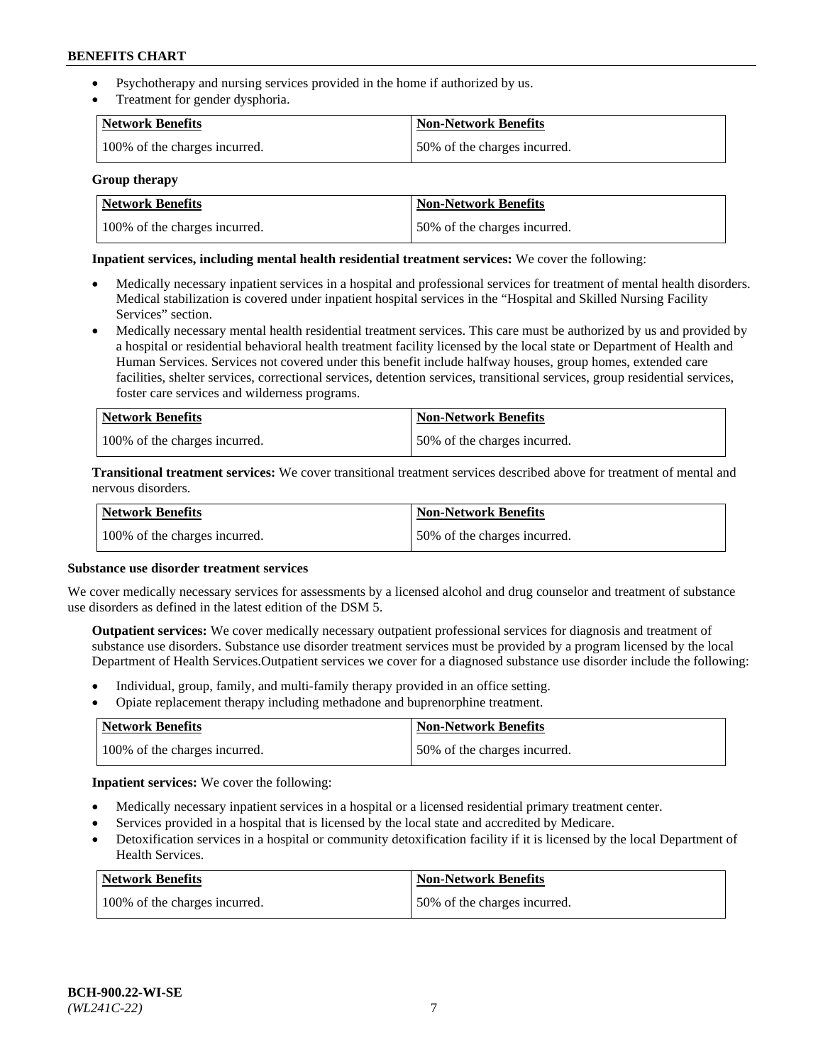- Psychotherapy and nursing services provided in the home if authorized by us.
- Treatment for gender dysphoria.

| Network Benefits | Non-Network Benefits |
|---|---|
| 100% of the charges incurred. | 50% of the charges incurred. |

**Group therapy**

| Network Benefits | Non-Network Benefits |
|---|---|
| 100% of the charges incurred. | 50% of the charges incurred. |

**Inpatient services, including mental health residential treatment services:** We cover the following:

- Medically necessary inpatient services in a hospital and professional services for treatment of mental health disorders. Medical stabilization is covered under inpatient hospital services in the "Hospital and Skilled Nursing Facility Services" section.
- Medically necessary mental health residential treatment services. This care must be authorized by us and provided by a hospital or residential behavioral health treatment facility licensed by the local state or Department of Health and Human Services. Services not covered under this benefit include halfway houses, group homes, extended care facilities, shelter services, correctional services, detention services, transitional services, group residential services, foster care services and wilderness programs.

| Network Benefits | Non-Network Benefits |
|---|---|
| 100% of the charges incurred. | 50% of the charges incurred. |

**Transitional treatment services:** We cover transitional treatment services described above for treatment of mental and nervous disorders.

| Network Benefits | Non-Network Benefits |
|---|---|
| 100% of the charges incurred. | 50% of the charges incurred. |

**Substance use disorder treatment services**

We cover medically necessary services for assessments by a licensed alcohol and drug counselor and treatment of substance use disorders as defined in the latest edition of the DSM 5.

**Outpatient services:** We cover medically necessary outpatient professional services for diagnosis and treatment of substance use disorders. Substance use disorder treatment services must be provided by a program licensed by the local Department of Health Services.Outpatient services we cover for a diagnosed substance use disorder include the following:

- Individual, group, family, and multi-family therapy provided in an office setting.
- Opiate replacement therapy including methadone and buprenorphine treatment.

| Network Benefits | Non-Network Benefits |
|---|---|
| 100% of the charges incurred. | 50% of the charges incurred. |

**Inpatient services:** We cover the following:

- Medically necessary inpatient services in a hospital or a licensed residential primary treatment center.
- Services provided in a hospital that is licensed by the local state and accredited by Medicare.
- Detoxification services in a hospital or community detoxification facility if it is licensed by the local Department of Health Services.

| Network Benefits | Non-Network Benefits |
|---|---|
| 100% of the charges incurred. | 50% of the charges incurred. |

BCH-900.22-WI-SE
*(WL241C-22)*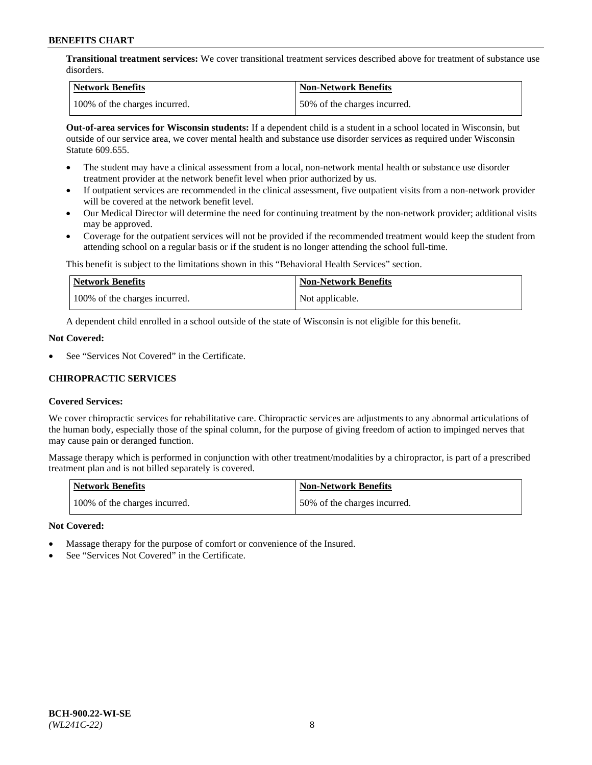**Transitional treatment services:** We cover transitional treatment services described above for treatment of substance use disorders.

| Network Benefits | Non-Network Benefits |
|---|---|
| 100% of the charges incurred. | 50% of the charges incurred. |

**Out-of-area services for Wisconsin students:** If a dependent child is a student in a school located in Wisconsin, but outside of our service area, we cover mental health and substance use disorder services as required under Wisconsin Statute 609.655.

- The student may have a clinical assessment from a local, non-network mental health or substance use disorder treatment provider at the network benefit level when prior authorized by us.
- If outpatient services are recommended in the clinical assessment, five outpatient visits from a non-network provider will be covered at the network benefit level.
- Our Medical Director will determine the need for continuing treatment by the non-network provider; additional visits may be approved.
- Coverage for the outpatient services will not be provided if the recommended treatment would keep the student from attending school on a regular basis or if the student is no longer attending the school full-time.

This benefit is subject to the limitations shown in this "Behavioral Health Services" section.

| Network Benefits | Non-Network Benefits |
|---|---|
| 100% of the charges incurred. | Not applicable. |

A dependent child enrolled in a school outside of the state of Wisconsin is not eligible for this benefit.

**Not Covered:**

- See "Services Not Covered" in the Certificate.

## CHIROPRACTIC SERVICES

**Covered Services:**

We cover chiropractic services for rehabilitative care. Chiropractic services are adjustments to any abnormal articulations of the human body, especially those of the spinal column, for the purpose of giving freedom of action to impinged nerves that may cause pain or deranged function.

Massage therapy which is performed in conjunction with other treatment/modalities by a chiropractor, is part of a prescribed treatment plan and is not billed separately is covered.

| Network Benefits | Non-Network Benefits |
|---|---|
| 100% of the charges incurred. | 50% of the charges incurred. |

**Not Covered:**

- Massage therapy for the purpose of comfort or convenience of the Insured.
- See "Services Not Covered" in the Certificate.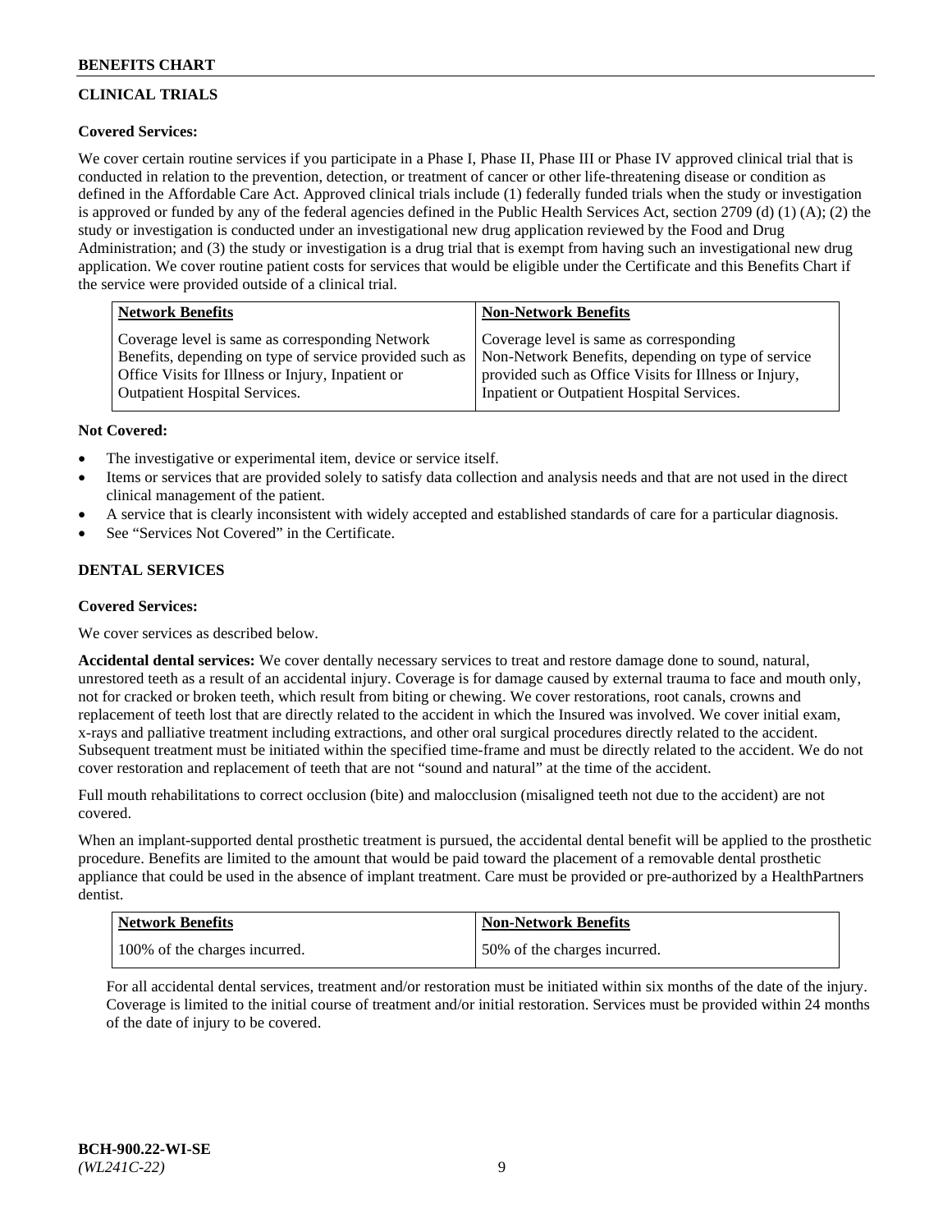## CLINICAL TRIALS

**Covered Services:**

We cover certain routine services if you participate in a Phase I, Phase II, Phase III or Phase IV approved clinical trial that is conducted in relation to the prevention, detection, or treatment of cancer or other life-threatening disease or condition as defined in the Affordable Care Act. Approved clinical trials include (1) federally funded trials when the study or investigation is approved or funded by any of the federal agencies defined in the Public Health Services Act, section 2709 (d) (1) (A); (2) the study or investigation is conducted under an investigational new drug application reviewed by the Food and Drug Administration; and (3) the study or investigation is a drug trial that is exempt from having such an investigational new drug application. We cover routine patient costs for services that would be eligible under the Certificate and this Benefits Chart if the service were provided outside of a clinical trial.

| Network Benefits | Non-Network Benefits |
| --- | --- |
| Coverage level is same as corresponding Network Benefits, depending on type of service provided such as Office Visits for Illness or Injury, Inpatient or Outpatient Hospital Services. | Coverage level is same as corresponding Non-Network Benefits, depending on type of service provided such as Office Visits for Illness or Injury, Inpatient or Outpatient Hospital Services. |

**Not Covered:**

- The investigative or experimental item, device or service itself.
- Items or services that are provided solely to satisfy data collection and analysis needs and that are not used in the direct clinical management of the patient.
- A service that is clearly inconsistent with widely accepted and established standards of care for a particular diagnosis.
- See "Services Not Covered" in the Certificate.

## DENTAL SERVICES

**Covered Services:**

We cover services as described below.

**Accidental dental services:** We cover dentally necessary services to treat and restore damage done to sound, natural, unrestored teeth as a result of an accidental injury. Coverage is for damage caused by external trauma to face and mouth only, not for cracked or broken teeth, which result from biting or chewing. We cover restorations, root canals, crowns and replacement of teeth lost that are directly related to the accident in which the Insured was involved. We cover initial exam, x-rays and palliative treatment including extractions, and other oral surgical procedures directly related to the accident. Subsequent treatment must be initiated within the specified time-frame and must be directly related to the accident. We do not cover restoration and replacement of teeth that are not "sound and natural" at the time of the accident.

Full mouth rehabilitations to correct occlusion (bite) and malocclusion (misaligned teeth not due to the accident) are not covered.

When an implant-supported dental prosthetic treatment is pursued, the accidental dental benefit will be applied to the prosthetic procedure. Benefits are limited to the amount that would be paid toward the placement of a removable dental prosthetic appliance that could be used in the absence of implant treatment. Care must be provided or pre-authorized by a HealthPartners dentist.

| Network Benefits | Non-Network Benefits |
| --- | --- |
| 100% of the charges incurred. | 50% of the charges incurred. |

For all accidental dental services, treatment and/or restoration must be initiated within six months of the date of the injury. Coverage is limited to the initial course of treatment and/or initial restoration. Services must be provided within 24 months of the date of injury to be covered.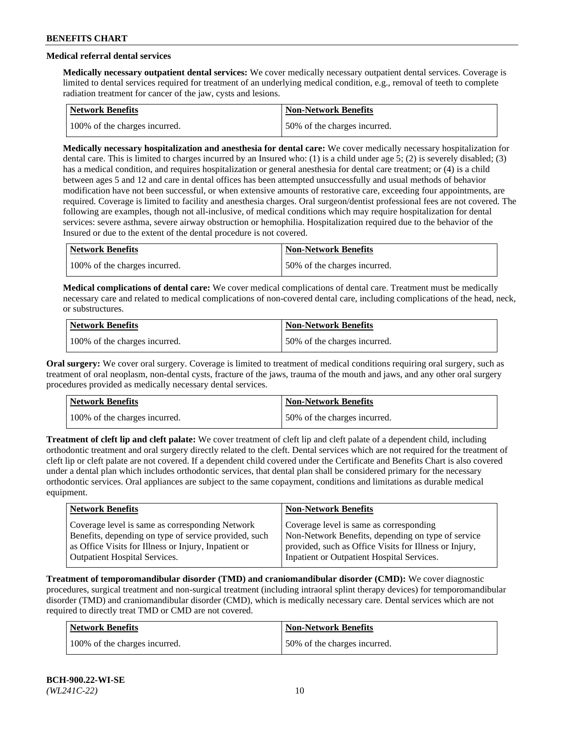### Medical referral dental services

**Medically necessary outpatient dental services:** We cover medically necessary outpatient dental services. Coverage is limited to dental services required for treatment of an underlying medical condition, e.g., removal of teeth to complete radiation treatment for cancer of the jaw, cysts and lesions.

| Network Benefits | Non-Network Benefits |
|---|---|
| 100% of the charges incurred. | 50% of the charges incurred. |

**Medically necessary hospitalization and anesthesia for dental care:** We cover medically necessary hospitalization for dental care. This is limited to charges incurred by an Insured who: (1) is a child under age 5; (2) is severely disabled; (3) has a medical condition, and requires hospitalization or general anesthesia for dental care treatment; or (4) is a child between ages 5 and 12 and care in dental offices has been attempted unsuccessfully and usual methods of behavior modification have not been successful, or when extensive amounts of restorative care, exceeding four appointments, are required. Coverage is limited to facility and anesthesia charges. Oral surgeon/dentist professional fees are not covered. The following are examples, though not all-inclusive, of medical conditions which may require hospitalization for dental services: severe asthma, severe airway obstruction or hemophilia. Hospitalization required due to the behavior of the Insured or due to the extent of the dental procedure is not covered.

| Network Benefits | Non-Network Benefits |
|---|---|
| 100% of the charges incurred. | 50% of the charges incurred. |

**Medical complications of dental care:** We cover medical complications of dental care. Treatment must be medically necessary care and related to medical complications of non-covered dental care, including complications of the head, neck, or substructures.

| Network Benefits | Non-Network Benefits |
|---|---|
| 100% of the charges incurred. | 50% of the charges incurred. |

**Oral surgery:** We cover oral surgery. Coverage is limited to treatment of medical conditions requiring oral surgery, such as treatment of oral neoplasm, non-dental cysts, fracture of the jaws, trauma of the mouth and jaws, and any other oral surgery procedures provided as medically necessary dental services.

| Network Benefits | Non-Network Benefits |
|---|---|
| 100% of the charges incurred. | 50% of the charges incurred. |

**Treatment of cleft lip and cleft palate:** We cover treatment of cleft lip and cleft palate of a dependent child, including orthodontic treatment and oral surgery directly related to the cleft. Dental services which are not required for the treatment of cleft lip or cleft palate are not covered. If a dependent child covered under the Certificate and Benefits Chart is also covered under a dental plan which includes orthodontic services, that dental plan shall be considered primary for the necessary orthodontic services. Oral appliances are subject to the same copayment, conditions and limitations as durable medical equipment.

| Network Benefits | Non-Network Benefits |
|---|---|
| Coverage level is same as corresponding Network Benefits, depending on type of service provided, such as Office Visits for Illness or Injury, Inpatient or Outpatient Hospital Services. | Coverage level is same as corresponding Non-Network Benefits, depending on type of service provided, such as Office Visits for Illness or Injury, Inpatient or Outpatient Hospital Services. |

**Treatment of temporomandibular disorder (TMD) and craniomandibular disorder (CMD):** We cover diagnostic procedures, surgical treatment and non-surgical treatment (including intraoral splint therapy devices) for temporomandibular disorder (TMD) and craniomandibular disorder (CMD), which is medically necessary care. Dental services which are not required to directly treat TMD or CMD are not covered.

| Network Benefits | Non-Network Benefits |
|---|---|
| 100% of the charges incurred. | 50% of the charges incurred. |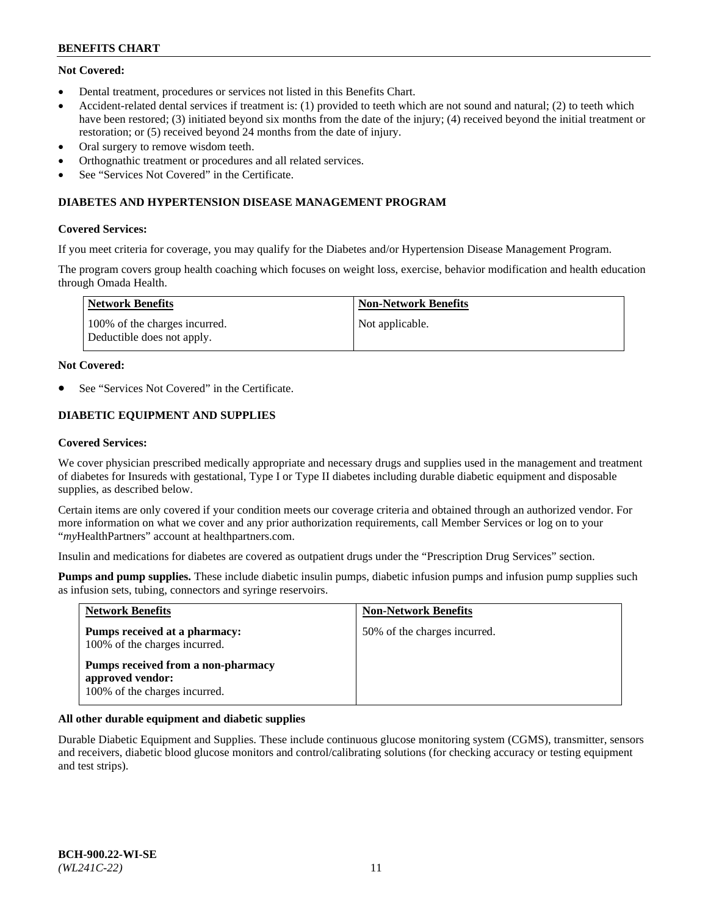**Not Covered:**

- Dental treatment, procedures or services not listed in this Benefits Chart.
- Accident-related dental services if treatment is: (1) provided to teeth which are not sound and natural; (2) to teeth which have been restored; (3) initiated beyond six months from the date of the injury; (4) received beyond the initial treatment or restoration; or (5) received beyond 24 months from the date of injury.
- Oral surgery to remove wisdom teeth.
- Orthognathic treatment or procedures and all related services.
- See "Services Not Covered" in the Certificate.

### DIABETES AND HYPERTENSION DISEASE MANAGEMENT PROGRAM

**Covered Services:**

If you meet criteria for coverage, you may qualify for the Diabetes and/or Hypertension Disease Management Program.

The program covers group health coaching which focuses on weight loss, exercise, behavior modification and health education through Omada Health.

| Network Benefits | Non-Network Benefits |
|---|---|
| 100% of the charges incurred. Deductible does not apply. | Not applicable. |

**Not Covered:**

- See "Services Not Covered" in the Certificate.

### DIABETIC EQUIPMENT AND SUPPLIES

**Covered Services:**

We cover physician prescribed medically appropriate and necessary drugs and supplies used in the management and treatment of diabetes for Insureds with gestational, Type I or Type II diabetes including durable diabetic equipment and disposable supplies, as described below.

Certain items are only covered if your condition meets our coverage criteria and obtained through an authorized vendor. For more information on what we cover and any prior authorization requirements, call Member Services or log on to your "*my*HealthPartners" account at healthpartners.com.

Insulin and medications for diabetes are covered as outpatient drugs under the "Prescription Drug Services" section.

**Pumps and pump supplies.** These include diabetic insulin pumps, diabetic infusion pumps and infusion pump supplies such as infusion sets, tubing, connectors and syringe reservoirs.

| Network Benefits | Non-Network Benefits |
|---|---|
| **Pumps received at a pharmacy:** 100% of the charges incurred.<br><br>**Pumps received from a non-pharmacy approved vendor:** 100% of the charges incurred. | 50% of the charges incurred. |

**All other durable equipment and diabetic supplies**

Durable Diabetic Equipment and Supplies. These include continuous glucose monitoring system (CGMS), transmitter, sensors and receivers, diabetic blood glucose monitors and control/calibrating solutions (for checking accuracy or testing equipment and test strips).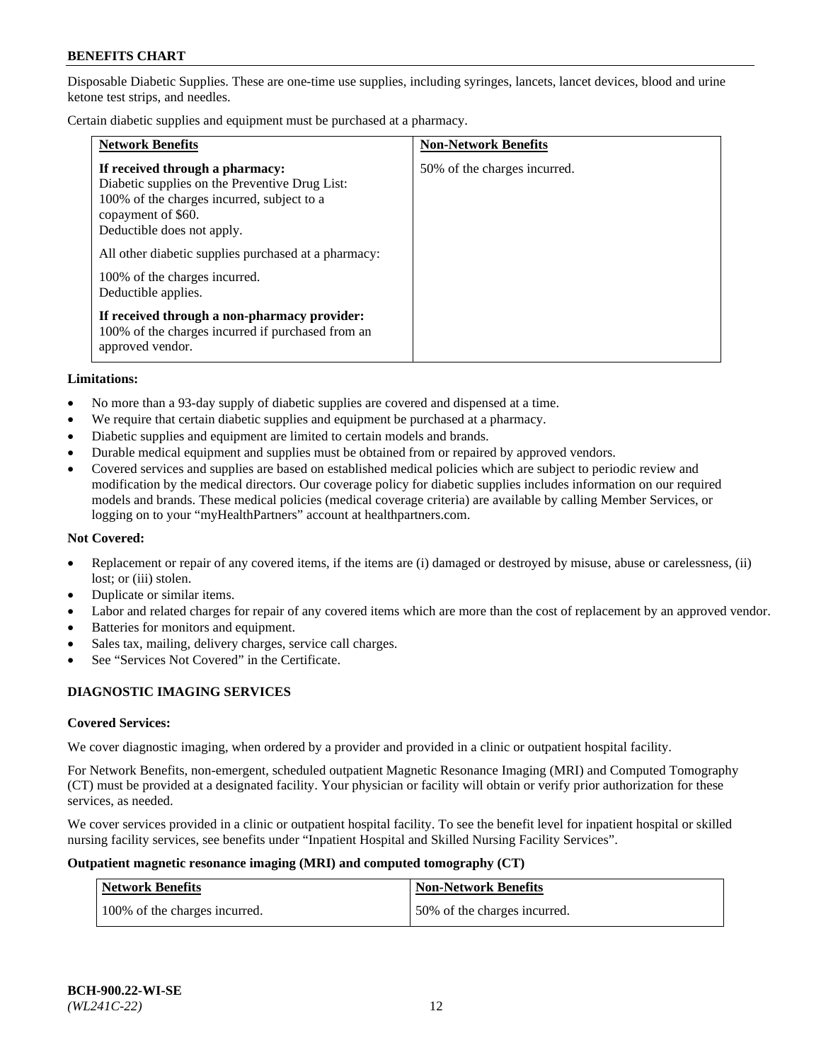Disposable Diabetic Supplies. These are one-time use supplies, including syringes, lancets, lancet devices, blood and urine ketone test strips, and needles.

Certain diabetic supplies and equipment must be purchased at a pharmacy.

| Network Benefits | Non-Network Benefits |
|---|---|
| **If received through a pharmacy:**<br>Diabetic supplies on the Preventive Drug List: 100% of the charges incurred, subject to a copayment of $60.<br>Deductible does not apply.<br><br>All other diabetic supplies purchased at a pharmacy:<br><br>100% of the charges incurred.<br>Deductible applies.<br><br>**If received through a non-pharmacy provider:**<br>100% of the charges incurred if purchased from an approved vendor. | 50% of the charges incurred. |

**Limitations:**

- No more than a 93-day supply of diabetic supplies are covered and dispensed at a time.
- We require that certain diabetic supplies and equipment be purchased at a pharmacy.
- Diabetic supplies and equipment are limited to certain models and brands.
- Durable medical equipment and supplies must be obtained from or repaired by approved vendors.
- Covered services and supplies are based on established medical policies which are subject to periodic review and modification by the medical directors. Our coverage policy for diabetic supplies includes information on our required models and brands. These medical policies (medical coverage criteria) are available by calling Member Services, or logging on to your "myHealthPartners" account at healthpartners.com.

**Not Covered:**

- Replacement or repair of any covered items, if the items are (i) damaged or destroyed by misuse, abuse or carelessness, (ii) lost; or (iii) stolen.
- Duplicate or similar items.
- Labor and related charges for repair of any covered items which are more than the cost of replacement by an approved vendor.
- Batteries for monitors and equipment.
- Sales tax, mailing, delivery charges, service call charges.
- See "Services Not Covered" in the Certificate.

## DIAGNOSTIC IMAGING SERVICES

**Covered Services:**

We cover diagnostic imaging, when ordered by a provider and provided in a clinic or outpatient hospital facility.

For Network Benefits, non-emergent, scheduled outpatient Magnetic Resonance Imaging (MRI) and Computed Tomography (CT) must be provided at a designated facility. Your physician or facility will obtain or verify prior authorization for these services, as needed.

We cover services provided in a clinic or outpatient hospital facility. To see the benefit level for inpatient hospital or skilled nursing facility services, see benefits under "Inpatient Hospital and Skilled Nursing Facility Services".

**Outpatient magnetic resonance imaging (MRI) and computed tomography (CT)**

| Network Benefits | Non-Network Benefits |
|---|---|
| 100% of the charges incurred. | 50% of the charges incurred. |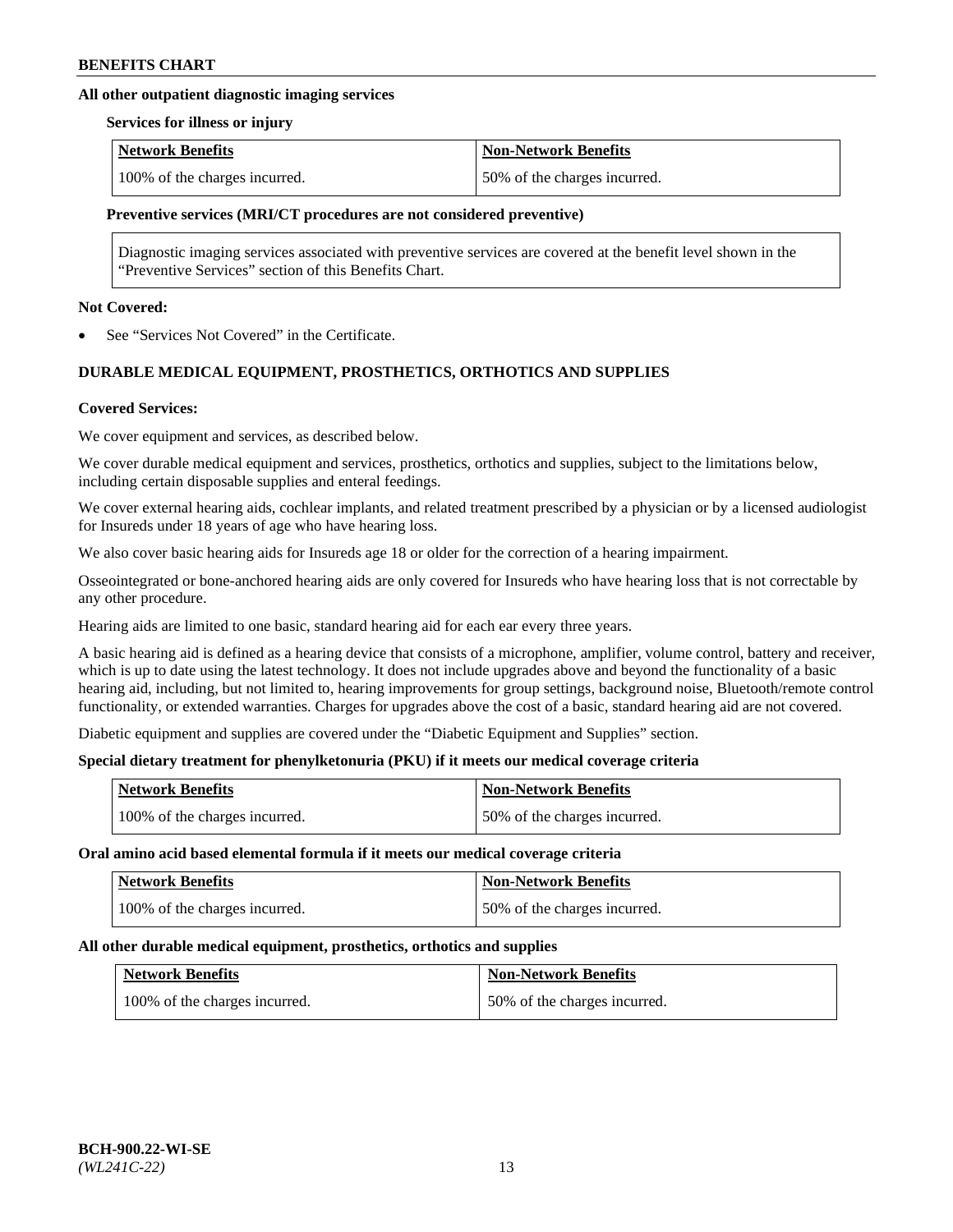### All other outpatient diagnostic imaging services

**Services for illness or injury**

| Network Benefits | Non-Network Benefits |
| --- | --- |
| 100% of the charges incurred. | 50% of the charges incurred. |

**Preventive services (MRI/CT procedures are not considered preventive)**

Diagnostic imaging services associated with preventive services are covered at the benefit level shown in the "Preventive Services" section of this Benefits Chart.

**Not Covered:**

- See "Services Not Covered" in the Certificate.

## DURABLE MEDICAL EQUIPMENT, PROSTHETICS, ORTHOTICS AND SUPPLIES

**Covered Services:**

We cover equipment and services, as described below.

We cover durable medical equipment and services, prosthetics, orthotics and supplies, subject to the limitations below, including certain disposable supplies and enteral feedings.

We cover external hearing aids, cochlear implants, and related treatment prescribed by a physician or by a licensed audiologist for Insureds under 18 years of age who have hearing loss.

We also cover basic hearing aids for Insureds age 18 or older for the correction of a hearing impairment.

Osseointegrated or bone-anchored hearing aids are only covered for Insureds who have hearing loss that is not correctable by any other procedure.

Hearing aids are limited to one basic, standard hearing aid for each ear every three years.

A basic hearing aid is defined as a hearing device that consists of a microphone, amplifier, volume control, battery and receiver, which is up to date using the latest technology. It does not include upgrades above and beyond the functionality of a basic hearing aid, including, but not limited to, hearing improvements for group settings, background noise, Bluetooth/remote control functionality, or extended warranties. Charges for upgrades above the cost of a basic, standard hearing aid are not covered.

Diabetic equipment and supplies are covered under the "Diabetic Equipment and Supplies" section.

**Special dietary treatment for phenylketonuria (PKU) if it meets our medical coverage criteria**

| Network Benefits | Non-Network Benefits |
| --- | --- |
| 100% of the charges incurred. | 50% of the charges incurred. |

**Oral amino acid based elemental formula if it meets our medical coverage criteria**

| Network Benefits | Non-Network Benefits |
| --- | --- |
| 100% of the charges incurred. | 50% of the charges incurred. |

**All other durable medical equipment, prosthetics, orthotics and supplies**

| Network Benefits | Non-Network Benefits |
| --- | --- |
| 100% of the charges incurred. | 50% of the charges incurred. |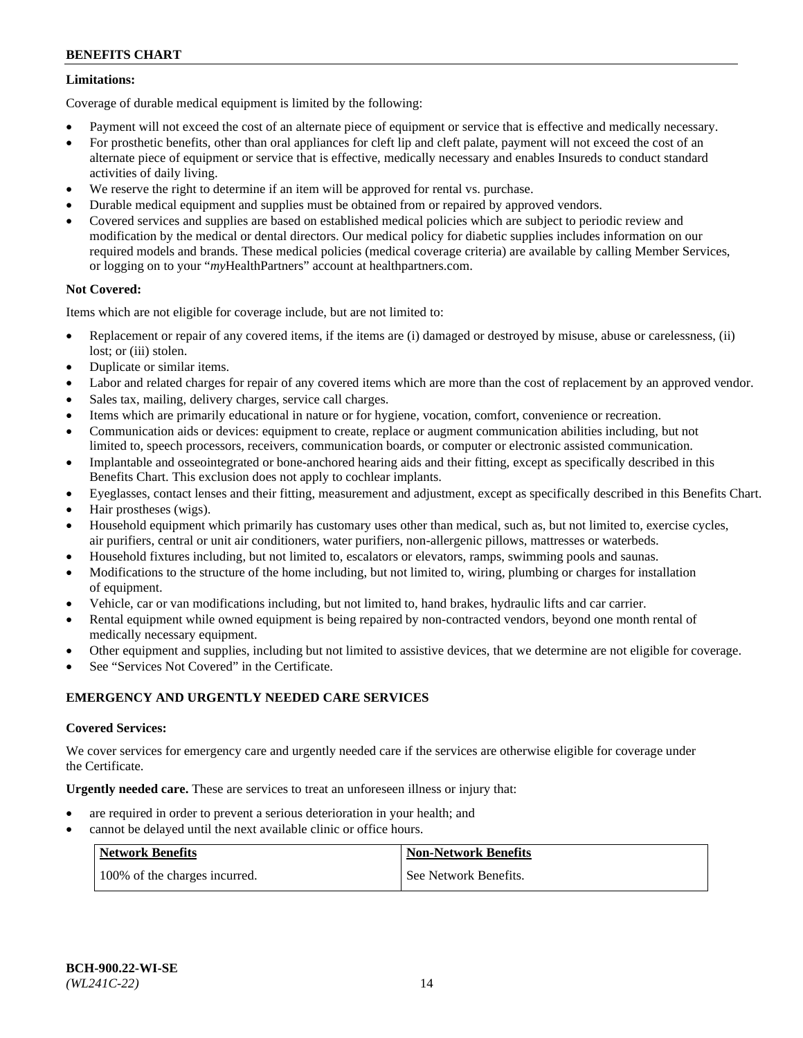**Limitations:**

Coverage of durable medical equipment is limited by the following:

- Payment will not exceed the cost of an alternate piece of equipment or service that is effective and medically necessary.
- For prosthetic benefits, other than oral appliances for cleft lip and cleft palate, payment will not exceed the cost of an alternate piece of equipment or service that is effective, medically necessary and enables Insureds to conduct standard activities of daily living.
- We reserve the right to determine if an item will be approved for rental vs. purchase.
- Durable medical equipment and supplies must be obtained from or repaired by approved vendors.
- Covered services and supplies are based on established medical policies which are subject to periodic review and modification by the medical or dental directors. Our medical policy for diabetic supplies includes information on our required models and brands. These medical policies (medical coverage criteria) are available by calling Member Services, or logging on to your "*my*HealthPartners" account at healthpartners.com.

**Not Covered:**

Items which are not eligible for coverage include, but are not limited to:

- Replacement or repair of any covered items, if the items are (i) damaged or destroyed by misuse, abuse or carelessness, (ii) lost; or (iii) stolen.
- Duplicate or similar items.
- Labor and related charges for repair of any covered items which are more than the cost of replacement by an approved vendor.
- Sales tax, mailing, delivery charges, service call charges.
- Items which are primarily educational in nature or for hygiene, vocation, comfort, convenience or recreation.
- Communication aids or devices: equipment to create, replace or augment communication abilities including, but not limited to, speech processors, receivers, communication boards, or computer or electronic assisted communication.
- Implantable and osseointegrated or bone-anchored hearing aids and their fitting, except as specifically described in this Benefits Chart. This exclusion does not apply to cochlear implants.
- Eyeglasses, contact lenses and their fitting, measurement and adjustment, except as specifically described in this Benefits Chart.
- Hair prostheses (wigs).
- Household equipment which primarily has customary uses other than medical, such as, but not limited to, exercise cycles, air purifiers, central or unit air conditioners, water purifiers, non-allergenic pillows, mattresses or waterbeds.
- Household fixtures including, but not limited to, escalators or elevators, ramps, swimming pools and saunas.
- Modifications to the structure of the home including, but not limited to, wiring, plumbing or charges for installation of equipment.
- Vehicle, car or van modifications including, but not limited to, hand brakes, hydraulic lifts and car carrier.
- Rental equipment while owned equipment is being repaired by non-contracted vendors, beyond one month rental of medically necessary equipment.
- Other equipment and supplies, including but not limited to assistive devices, that we determine are not eligible for coverage.
- See "Services Not Covered" in the Certificate.

## EMERGENCY AND URGENTLY NEEDED CARE SERVICES

**Covered Services:**

We cover services for emergency care and urgently needed care if the services are otherwise eligible for coverage under the Certificate.

**Urgently needed care.** These are services to treat an unforeseen illness or injury that:

- are required in order to prevent a serious deterioration in your health; and
- cannot be delayed until the next available clinic or office hours.

| Network Benefits | Non-Network Benefits |
|---|---|
| 100% of the charges incurred. | See Network Benefits. |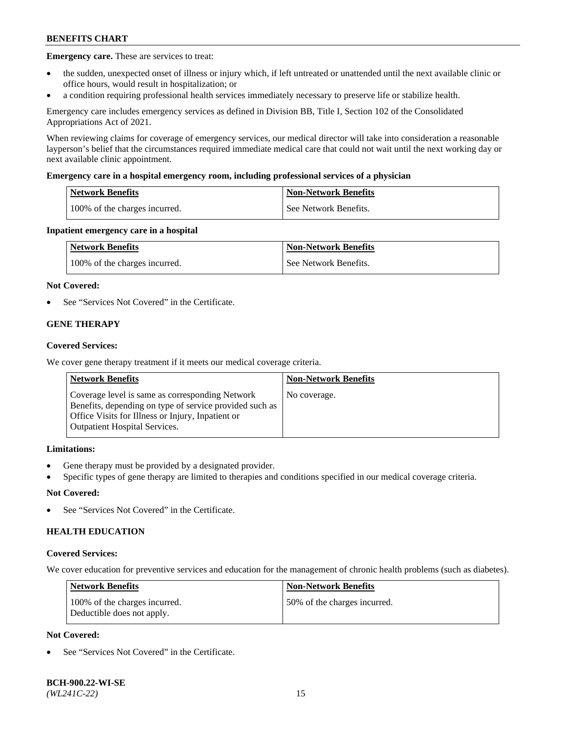**Emergency care.** These are services to treat:

- the sudden, unexpected onset of illness or injury which, if left untreated or unattended until the next available clinic or office hours, would result in hospitalization; or
- a condition requiring professional health services immediately necessary to preserve life or stabilize health.

Emergency care includes emergency services as defined in Division BB, Title I, Section 102 of the Consolidated Appropriations Act of 2021.

When reviewing claims for coverage of emergency services, our medical director will take into consideration a reasonable layperson's belief that the circumstances required immediate medical care that could not wait until the next working day or next available clinic appointment.

**Emergency care in a hospital emergency room, including professional services of a physician**

| Network Benefits | Non-Network Benefits |
|---|---|
| 100% of the charges incurred. | See Network Benefits. |

**Inpatient emergency care in a hospital**

| Network Benefits | Non-Network Benefits |
|---|---|
| 100% of the charges incurred. | See Network Benefits. |

**Not Covered:**

- See "Services Not Covered" in the Certificate.

### GENE THERAPY

**Covered Services:**

We cover gene therapy treatment if it meets our medical coverage criteria.

| Network Benefits | Non-Network Benefits |
|---|---|
| Coverage level is same as corresponding Network Benefits, depending on type of service provided such as Office Visits for Illness or Injury, Inpatient or Outpatient Hospital Services. | No coverage. |

**Limitations:**

- Gene therapy must be provided by a designated provider.
- Specific types of gene therapy are limited to therapies and conditions specified in our medical coverage criteria.

**Not Covered:**

- See "Services Not Covered" in the Certificate.

### HEALTH EDUCATION

**Covered Services:**

We cover education for preventive services and education for the management of chronic health problems (such as diabetes).

| Network Benefits | Non-Network Benefits |
|---|---|
| 100% of the charges incurred. Deductible does not apply. | 50% of the charges incurred. |

**Not Covered:**

- See "Services Not Covered" in the Certificate.

**BCH-900.22-WI-SE**
*(WL241C-22)*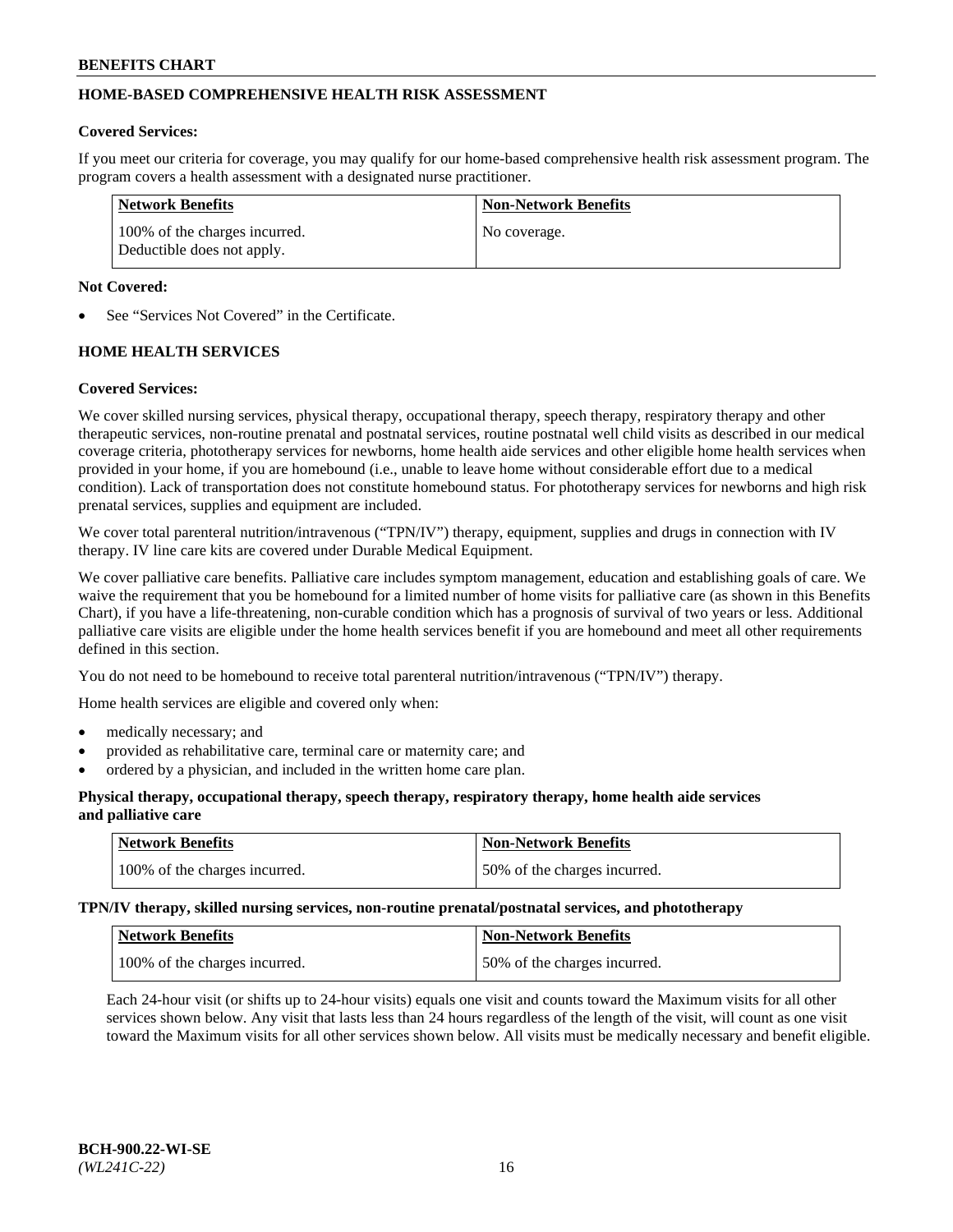## HOME-BASED COMPREHENSIVE HEALTH RISK ASSESSMENT

**Covered Services:**

If you meet our criteria for coverage, you may qualify for our home-based comprehensive health risk assessment program. The program covers a health assessment with a designated nurse practitioner.

| Network Benefits | Non-Network Benefits |
|---|---|
| 100% of the charges incurred. Deductible does not apply. | No coverage. |

**Not Covered:**

- See "Services Not Covered" in the Certificate.

## HOME HEALTH SERVICES

**Covered Services:**

We cover skilled nursing services, physical therapy, occupational therapy, speech therapy, respiratory therapy and other therapeutic services, non-routine prenatal and postnatal services, routine postnatal well child visits as described in our medical coverage criteria, phototherapy services for newborns, home health aide services and other eligible home health services when provided in your home, if you are homebound (i.e., unable to leave home without considerable effort due to a medical condition). Lack of transportation does not constitute homebound status. For phototherapy services for newborns and high risk prenatal services, supplies and equipment are included.

We cover total parenteral nutrition/intravenous ("TPN/IV") therapy, equipment, supplies and drugs in connection with IV therapy. IV line care kits are covered under Durable Medical Equipment.

We cover palliative care benefits. Palliative care includes symptom management, education and establishing goals of care. We waive the requirement that you be homebound for a limited number of home visits for palliative care (as shown in this Benefits Chart), if you have a life-threatening, non-curable condition which has a prognosis of survival of two years or less. Additional palliative care visits are eligible under the home health services benefit if you are homebound and meet all other requirements defined in this section.

You do not need to be homebound to receive total parenteral nutrition/intravenous ("TPN/IV") therapy.

Home health services are eligible and covered only when:

- medically necessary; and
- provided as rehabilitative care, terminal care or maternity care; and
- ordered by a physician, and included in the written home care plan.

**Physical therapy, occupational therapy, speech therapy, respiratory therapy, home health aide services and palliative care**

| Network Benefits | Non-Network Benefits |
|---|---|
| 100% of the charges incurred. | 50% of the charges incurred. |

**TPN/IV therapy, skilled nursing services, non-routine prenatal/postnatal services, and phototherapy**

| Network Benefits | Non-Network Benefits |
|---|---|
| 100% of the charges incurred. | 50% of the charges incurred. |

Each 24-hour visit (or shifts up to 24-hour visits) equals one visit and counts toward the Maximum visits for all other services shown below. Any visit that lasts less than 24 hours regardless of the length of the visit, will count as one visit toward the Maximum visits for all other services shown below. All visits must be medically necessary and benefit eligible.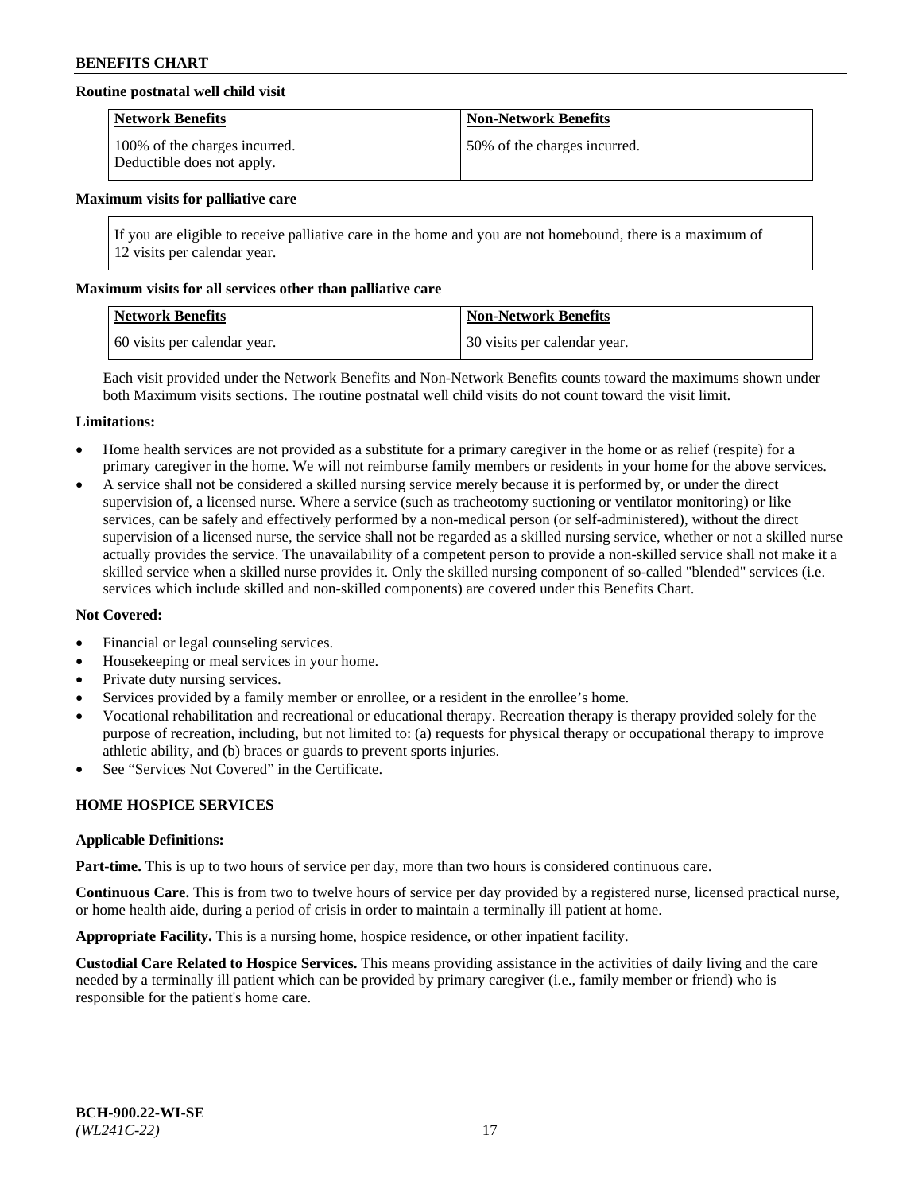**Routine postnatal well child visit**

| Network Benefits | Non-Network Benefits |
|---|---|
| 100% of the charges incurred. Deductible does not apply. | 50% of the charges incurred. |

**Maximum visits for palliative care**

| If you are eligible to receive palliative care in the home and you are not homebound, there is a maximum of 12 visits per calendar year. |
|---|

**Maximum visits for all services other than palliative care**

| Network Benefits | Non-Network Benefits |
|---|---|
| 60 visits per calendar year. | 30 visits per calendar year. |

Each visit provided under the Network Benefits and Non-Network Benefits counts toward the maximums shown under both Maximum visits sections. The routine postnatal well child visits do not count toward the visit limit.

**Limitations:**

- Home health services are not provided as a substitute for a primary caregiver in the home or as relief (respite) for a primary caregiver in the home. We will not reimburse family members or residents in your home for the above services.
- A service shall not be considered a skilled nursing service merely because it is performed by, or under the direct supervision of, a licensed nurse. Where a service (such as tracheotomy suctioning or ventilator monitoring) or like services, can be safely and effectively performed by a non-medical person (or self-administered), without the direct supervision of a licensed nurse, the service shall not be regarded as a skilled nursing service, whether or not a skilled nurse actually provides the service. The unavailability of a competent person to provide a non-skilled service shall not make it a skilled service when a skilled nurse provides it. Only the skilled nursing component of so-called "blended" services (i.e. services which include skilled and non-skilled components) are covered under this Benefits Chart.

**Not Covered:**

- Financial or legal counseling services.
- Housekeeping or meal services in your home.
- Private duty nursing services.
- Services provided by a family member or enrollee, or a resident in the enrollee's home.
- Vocational rehabilitation and recreational or educational therapy. Recreation therapy is therapy provided solely for the purpose of recreation, including, but not limited to: (a) requests for physical therapy or occupational therapy to improve athletic ability, and (b) braces or guards to prevent sports injuries.
- See "Services Not Covered" in the Certificate.

## HOME HOSPICE SERVICES

**Applicable Definitions:**

**Part-time.** This is up to two hours of service per day, more than two hours is considered continuous care.

**Continuous Care.** This is from two to twelve hours of service per day provided by a registered nurse, licensed practical nurse, or home health aide, during a period of crisis in order to maintain a terminally ill patient at home.

**Appropriate Facility.** This is a nursing home, hospice residence, or other inpatient facility.

**Custodial Care Related to Hospice Services.** This means providing assistance in the activities of daily living and the care needed by a terminally ill patient which can be provided by primary caregiver (i.e., family member or friend) who is responsible for the patient's home care.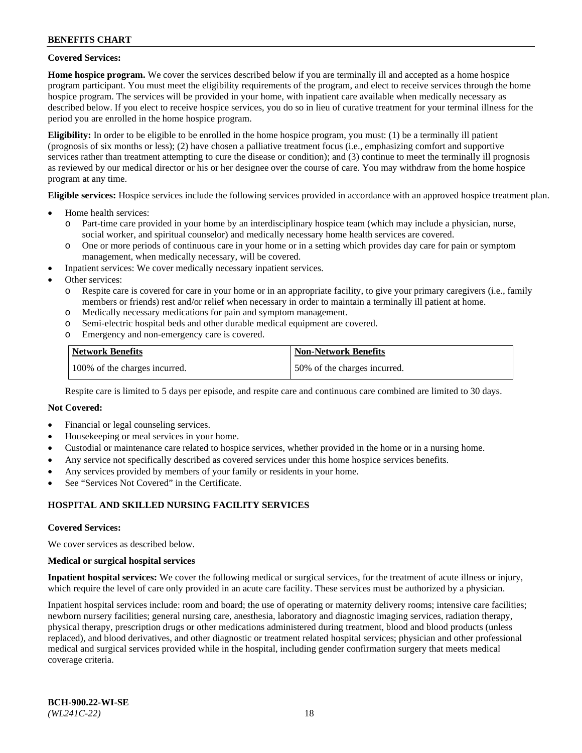**Covered Services:**

**Home hospice program.** We cover the services described below if you are terminally ill and accepted as a home hospice program participant. You must meet the eligibility requirements of the program, and elect to receive services through the home hospice program. The services will be provided in your home, with inpatient care available when medically necessary as described below. If you elect to receive hospice services, you do so in lieu of curative treatment for your terminal illness for the period you are enrolled in the home hospice program.

**Eligibility:** In order to be eligible to be enrolled in the home hospice program, you must: (1) be a terminally ill patient (prognosis of six months or less); (2) have chosen a palliative treatment focus (i.e., emphasizing comfort and supportive services rather than treatment attempting to cure the disease or condition); and (3) continue to meet the terminally ill prognosis as reviewed by our medical director or his or her designee over the course of care. You may withdraw from the home hospice program at any time.

**Eligible services:** Hospice services include the following services provided in accordance with an approved hospice treatment plan.

- Home health services:
  - Part-time care provided in your home by an interdisciplinary hospice team (which may include a physician, nurse, social worker, and spiritual counselor) and medically necessary home health services are covered.
  - One or more periods of continuous care in your home or in a setting which provides day care for pain or symptom management, when medically necessary, will be covered.
- Inpatient services: We cover medically necessary inpatient services.
- Other services:
  - Respite care is covered for care in your home or in an appropriate facility, to give your primary caregivers (i.e., family members or friends) rest and/or relief when necessary in order to maintain a terminally ill patient at home.
  - Medically necessary medications for pain and symptom management.
  - Semi-electric hospital beds and other durable medical equipment are covered.
  - Emergency and non-emergency care is covered.

| Network Benefits | Non-Network Benefits |
|---|---|
| 100% of the charges incurred. | 50% of the charges incurred. |

Respite care is limited to 5 days per episode, and respite care and continuous care combined are limited to 30 days.

**Not Covered:**

- Financial or legal counseling services.
- Housekeeping or meal services in your home.
- Custodial or maintenance care related to hospice services, whether provided in the home or in a nursing home.
- Any service not specifically described as covered services under this home hospice services benefits.
- Any services provided by members of your family or residents in your home.
- See "Services Not Covered" in the Certificate.

## HOSPITAL AND SKILLED NURSING FACILITY SERVICES

**Covered Services:**

We cover services as described below.

**Medical or surgical hospital services**

**Inpatient hospital services:** We cover the following medical or surgical services, for the treatment of acute illness or injury, which require the level of care only provided in an acute care facility. These services must be authorized by a physician.

Inpatient hospital services include: room and board; the use of operating or maternity delivery rooms; intensive care facilities; newborn nursery facilities; general nursing care, anesthesia, laboratory and diagnostic imaging services, radiation therapy, physical therapy, prescription drugs or other medications administered during treatment, blood and blood products (unless replaced), and blood derivatives, and other diagnostic or treatment related hospital services; physician and other professional medical and surgical services provided while in the hospital, including gender confirmation surgery that meets medical coverage criteria.

**BCH-900.22-WI-SE**
*(WL241C-22)*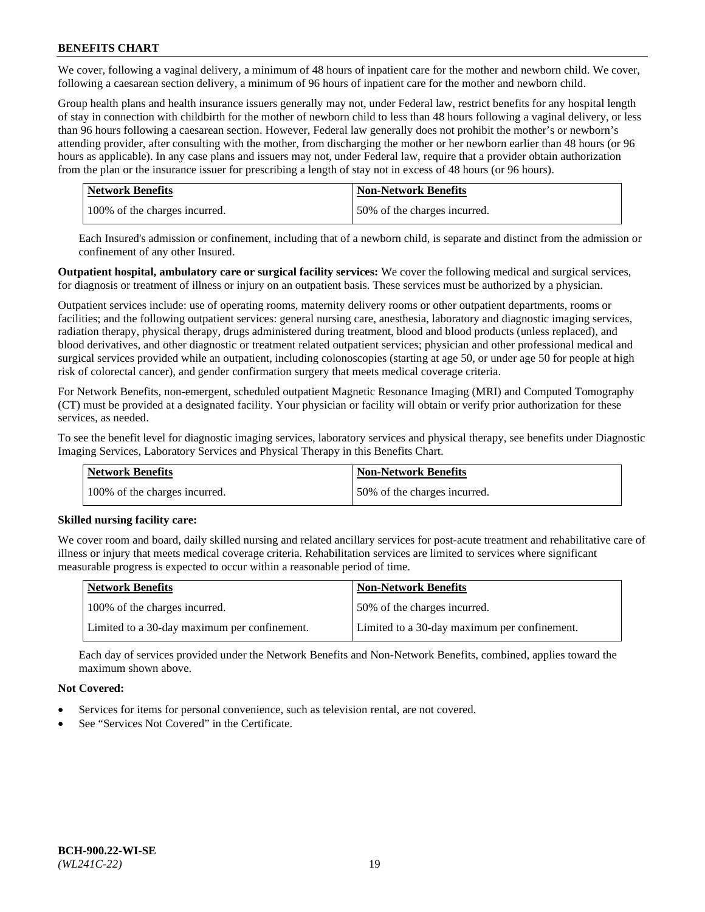We cover, following a vaginal delivery, a minimum of 48 hours of inpatient care for the mother and newborn child. We cover, following a caesarean section delivery, a minimum of 96 hours of inpatient care for the mother and newborn child.

Group health plans and health insurance issuers generally may not, under Federal law, restrict benefits for any hospital length of stay in connection with childbirth for the mother of newborn child to less than 48 hours following a vaginal delivery, or less than 96 hours following a caesarean section. However, Federal law generally does not prohibit the mother's or newborn's attending provider, after consulting with the mother, from discharging the mother or her newborn earlier than 48 hours (or 96 hours as applicable). In any case plans and issuers may not, under Federal law, require that a provider obtain authorization from the plan or the insurance issuer for prescribing a length of stay not in excess of 48 hours (or 96 hours).

| Network Benefits | Non-Network Benefits |
|---|---|
| 100% of the charges incurred. | 50% of the charges incurred. |

Each Insured's admission or confinement, including that of a newborn child, is separate and distinct from the admission or confinement of any other Insured.

**Outpatient hospital, ambulatory care or surgical facility services:** We cover the following medical and surgical services, for diagnosis or treatment of illness or injury on an outpatient basis. These services must be authorized by a physician.

Outpatient services include: use of operating rooms, maternity delivery rooms or other outpatient departments, rooms or facilities; and the following outpatient services: general nursing care, anesthesia, laboratory and diagnostic imaging services, radiation therapy, physical therapy, drugs administered during treatment, blood and blood products (unless replaced), and blood derivatives, and other diagnostic or treatment related outpatient services; physician and other professional medical and surgical services provided while an outpatient, including colonoscopies (starting at age 50, or under age 50 for people at high risk of colorectal cancer), and gender confirmation surgery that meets medical coverage criteria.

For Network Benefits, non-emergent, scheduled outpatient Magnetic Resonance Imaging (MRI) and Computed Tomography (CT) must be provided at a designated facility. Your physician or facility will obtain or verify prior authorization for these services, as needed.

To see the benefit level for diagnostic imaging services, laboratory services and physical therapy, see benefits under Diagnostic Imaging Services, Laboratory Services and Physical Therapy in this Benefits Chart.

| Network Benefits | Non-Network Benefits |
|---|---|
| 100% of the charges incurred. | 50% of the charges incurred. |

**Skilled nursing facility care:**

We cover room and board, daily skilled nursing and related ancillary services for post-acute treatment and rehabilitative care of illness or injury that meets medical coverage criteria. Rehabilitation services are limited to services where significant measurable progress is expected to occur within a reasonable period of time.

| Network Benefits | Non-Network Benefits |
|---|---|
| 100% of the charges incurred. | 50% of the charges incurred. |
| Limited to a 30-day maximum per confinement. | Limited to a 30-day maximum per confinement. |

Each day of services provided under the Network Benefits and Non-Network Benefits, combined, applies toward the maximum shown above.

**Not Covered:**

- Services for items for personal convenience, such as television rental, are not covered.
- See "Services Not Covered" in the Certificate.

BCH-900.22-WI-SE
*(WL241C-22)*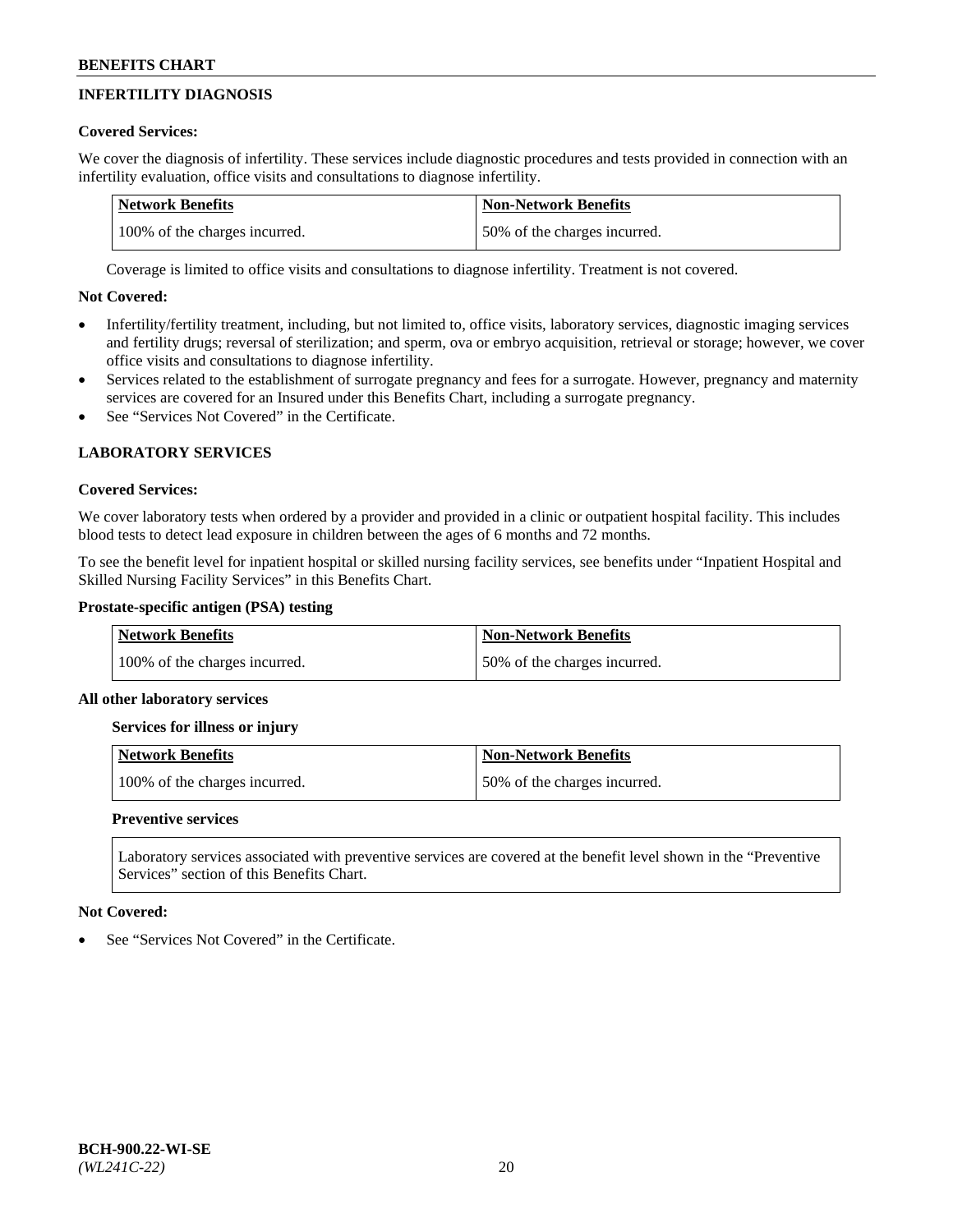## INFERTILITY DIAGNOSIS

**Covered Services:**

We cover the diagnosis of infertility. These services include diagnostic procedures and tests provided in connection with an infertility evaluation, office visits and consultations to diagnose infertility.

| Network Benefits | Non-Network Benefits |
|---|---|
| 100% of the charges incurred. | 50% of the charges incurred. |

Coverage is limited to office visits and consultations to diagnose infertility. Treatment is not covered.

**Not Covered:**

- Infertility/fertility treatment, including, but not limited to, office visits, laboratory services, diagnostic imaging services and fertility drugs; reversal of sterilization; and sperm, ova or embryo acquisition, retrieval or storage; however, we cover office visits and consultations to diagnose infertility.
- Services related to the establishment of surrogate pregnancy and fees for a surrogate. However, pregnancy and maternity services are covered for an Insured under this Benefits Chart, including a surrogate pregnancy.
- See "Services Not Covered" in the Certificate.

## LABORATORY SERVICES

**Covered Services:**

We cover laboratory tests when ordered by a provider and provided in a clinic or outpatient hospital facility. This includes blood tests to detect lead exposure in children between the ages of 6 months and 72 months.

To see the benefit level for inpatient hospital or skilled nursing facility services, see benefits under "Inpatient Hospital and Skilled Nursing Facility Services" in this Benefits Chart.

**Prostate-specific antigen (PSA) testing**

| Network Benefits | Non-Network Benefits |
|---|---|
| 100% of the charges incurred. | 50% of the charges incurred. |

**All other laboratory services**

**Services for illness or injury**

| Network Benefits | Non-Network Benefits |
|---|---|
| 100% of the charges incurred. | 50% of the charges incurred. |

**Preventive services**

Laboratory services associated with preventive services are covered at the benefit level shown in the "Preventive Services" section of this Benefits Chart.

**Not Covered:**

- See "Services Not Covered" in the Certificate.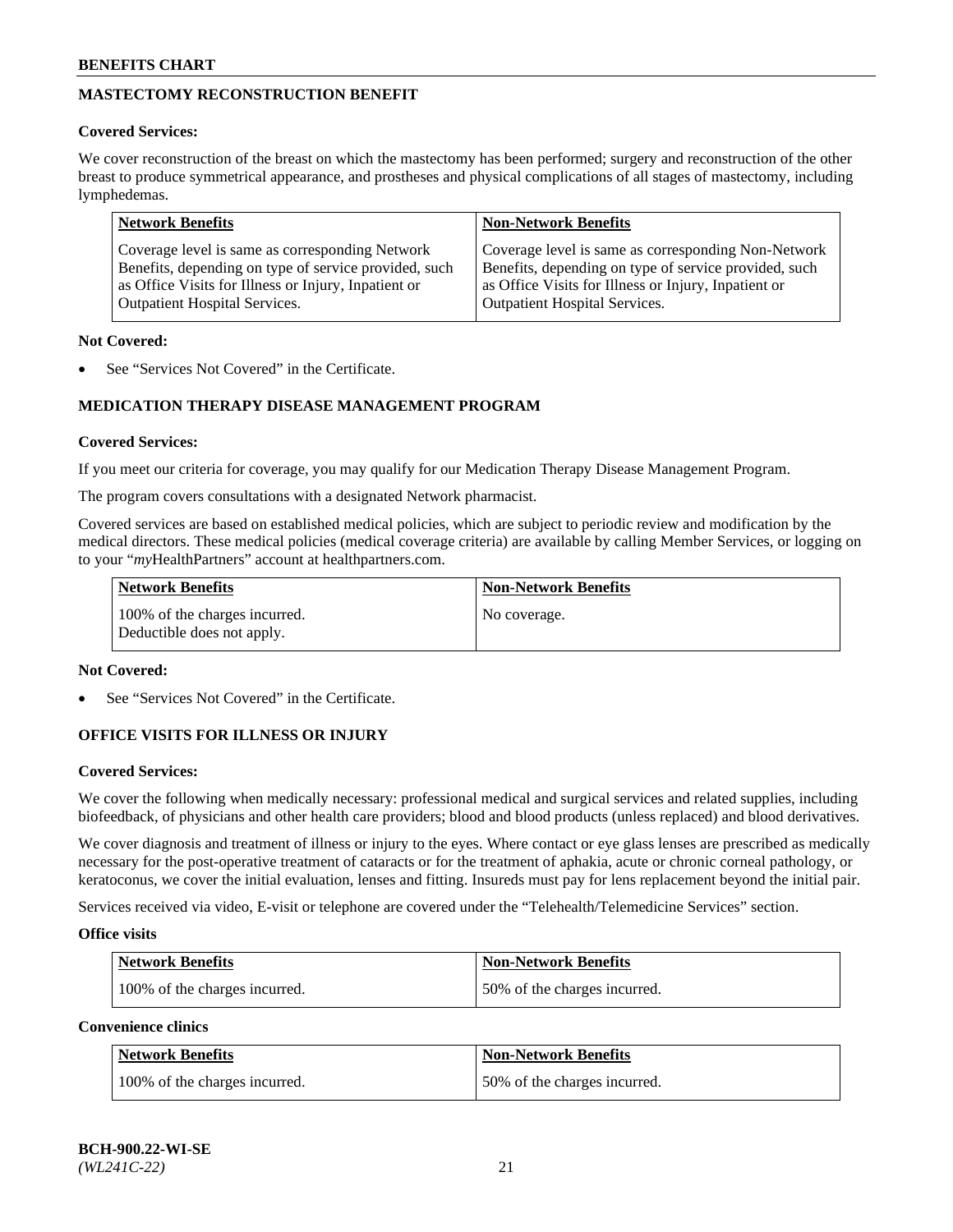## MASTECTOMY RECONSTRUCTION BENEFIT

**Covered Services:**

We cover reconstruction of the breast on which the mastectomy has been performed; surgery and reconstruction of the other breast to produce symmetrical appearance, and prostheses and physical complications of all stages of mastectomy, including lymphedemas.

| Network Benefits | Non-Network Benefits |
|---|---|
| Coverage level is same as corresponding Network Benefits, depending on type of service provided, such as Office Visits for Illness or Injury, Inpatient or Outpatient Hospital Services. | Coverage level is same as corresponding Non-Network Benefits, depending on type of service provided, such as Office Visits for Illness or Injury, Inpatient or Outpatient Hospital Services. |

**Not Covered:**

- See "Services Not Covered" in the Certificate.

## MEDICATION THERAPY DISEASE MANAGEMENT PROGRAM

**Covered Services:**

If you meet our criteria for coverage, you may qualify for our Medication Therapy Disease Management Program.

The program covers consultations with a designated Network pharmacist.

Covered services are based on established medical policies, which are subject to periodic review and modification by the medical directors. These medical policies (medical coverage criteria) are available by calling Member Services, or logging on to your "*my*HealthPartners" account at healthpartners.com.

| Network Benefits | Non-Network Benefits |
|---|---|
| 100% of the charges incurred. Deductible does not apply. | No coverage. |

**Not Covered:**

- See "Services Not Covered" in the Certificate.

## OFFICE VISITS FOR ILLNESS OR INJURY

**Covered Services:**

We cover the following when medically necessary: professional medical and surgical services and related supplies, including biofeedback, of physicians and other health care providers; blood and blood products (unless replaced) and blood derivatives.

We cover diagnosis and treatment of illness or injury to the eyes. Where contact or eye glass lenses are prescribed as medically necessary for the post-operative treatment of cataracts or for the treatment of aphakia, acute or chronic corneal pathology, or keratoconus, we cover the initial evaluation, lenses and fitting. Insureds must pay for lens replacement beyond the initial pair.

Services received via video, E-visit or telephone are covered under the "Telehealth/Telemedicine Services" section.

**Office visits**

| Network Benefits | Non-Network Benefits |
|---|---|
| 100% of the charges incurred. | 50% of the charges incurred. |

**Convenience clinics**

| Network Benefits | Non-Network Benefits |
|---|---|
| 100% of the charges incurred. | 50% of the charges incurred. |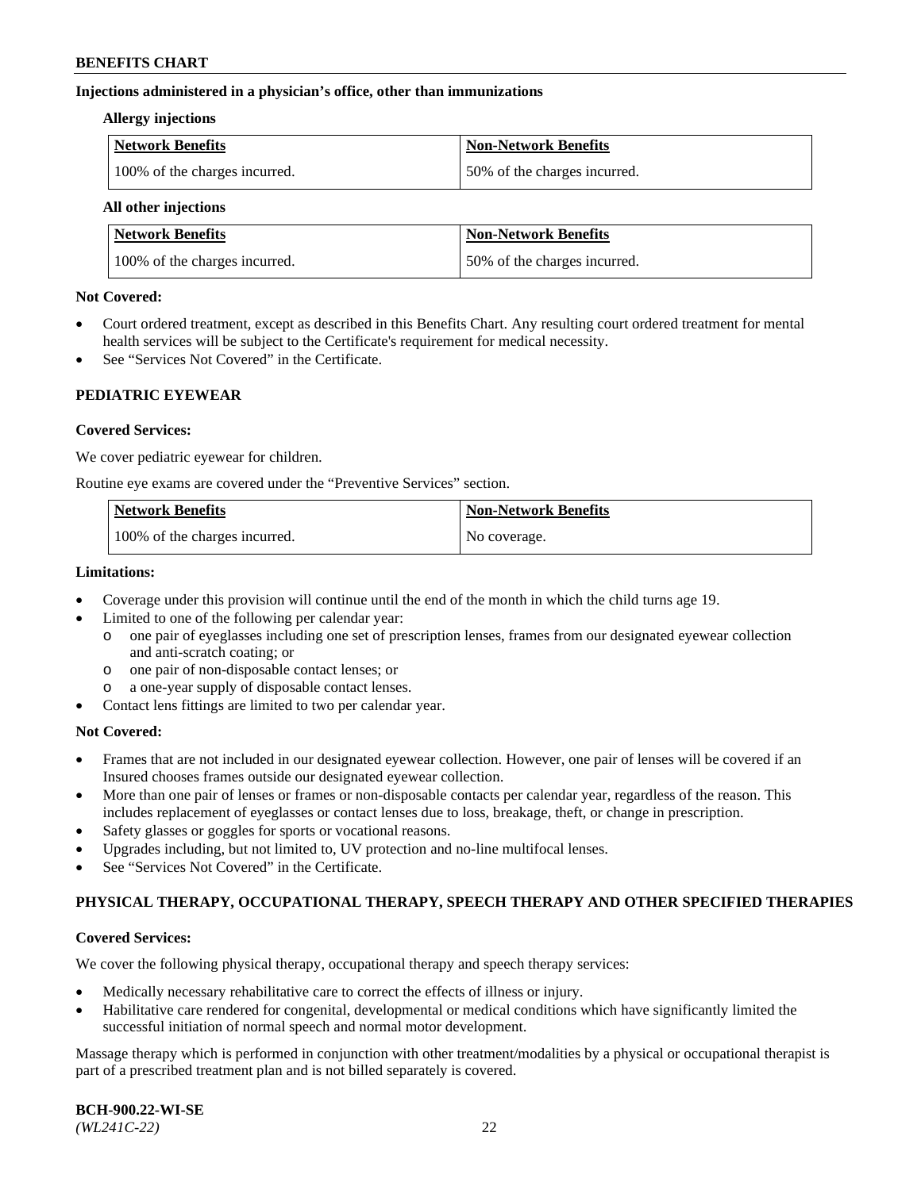**Injections administered in a physician's office, other than immunizations**

**Allergy injections**

| Network Benefits | Non-Network Benefits |
|---|---|
| 100% of the charges incurred. | 50% of the charges incurred. |

**All other injections**

| Network Benefits | Non-Network Benefits |
|---|---|
| 100% of the charges incurred. | 50% of the charges incurred. |

**Not Covered:**

- Court ordered treatment, except as described in this Benefits Chart. Any resulting court ordered treatment for mental health services will be subject to the Certificate's requirement for medical necessity.
- See "Services Not Covered" in the Certificate.

## PEDIATRIC EYEWEAR

**Covered Services:**

We cover pediatric eyewear for children.

Routine eye exams are covered under the "Preventive Services" section.

| Network Benefits | Non-Network Benefits |
|---|---|
| 100% of the charges incurred. | No coverage. |

**Limitations:**

- Coverage under this provision will continue until the end of the month in which the child turns age 19.
- Limited to one of the following per calendar year:
  - one pair of eyeglasses including one set of prescription lenses, frames from our designated eyewear collection and anti-scratch coating; or
  - one pair of non-disposable contact lenses; or
  - a one-year supply of disposable contact lenses.
- Contact lens fittings are limited to two per calendar year.

**Not Covered:**

- Frames that are not included in our designated eyewear collection. However, one pair of lenses will be covered if an Insured chooses frames outside our designated eyewear collection.
- More than one pair of lenses or frames or non-disposable contacts per calendar year, regardless of the reason. This includes replacement of eyeglasses or contact lenses due to loss, breakage, theft, or change in prescription.
- Safety glasses or goggles for sports or vocational reasons.
- Upgrades including, but not limited to, UV protection and no-line multifocal lenses.
- See "Services Not Covered" in the Certificate.

## PHYSICAL THERAPY, OCCUPATIONAL THERAPY, SPEECH THERAPY AND OTHER SPECIFIED THERAPIES

**Covered Services:**

We cover the following physical therapy, occupational therapy and speech therapy services:

- Medically necessary rehabilitative care to correct the effects of illness or injury.
- Habilitative care rendered for congenital, developmental or medical conditions which have significantly limited the successful initiation of normal speech and normal motor development.

Massage therapy which is performed in conjunction with other treatment/modalities by a physical or occupational therapist is part of a prescribed treatment plan and is not billed separately is covered.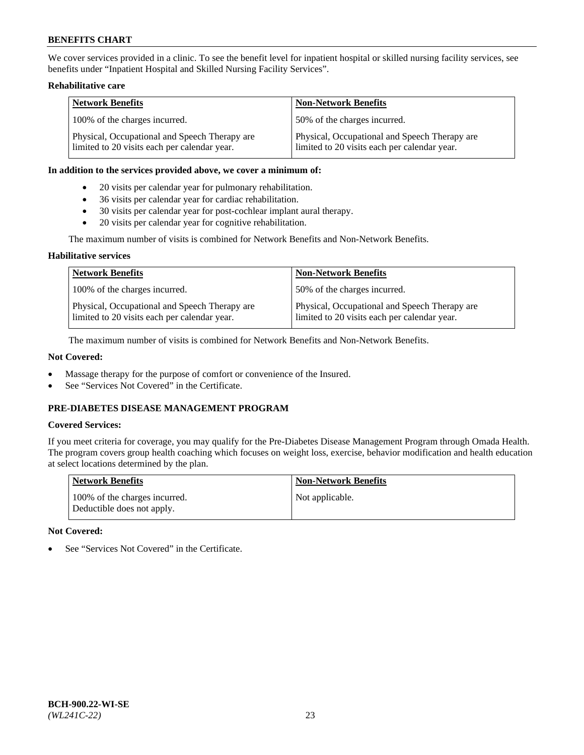We cover services provided in a clinic. To see the benefit level for inpatient hospital or skilled nursing facility services, see benefits under "Inpatient Hospital and Skilled Nursing Facility Services".

**Rehabilitative care**

| Network Benefits | Non-Network Benefits |
|---|---|
| 100% of the charges incurred. | 50% of the charges incurred. |
| Physical, Occupational and Speech Therapy are limited to 20 visits each per calendar year. | Physical, Occupational and Speech Therapy are limited to 20 visits each per calendar year. |

**In addition to the services provided above, we cover a minimum of:**

- 20 visits per calendar year for pulmonary rehabilitation.
- 36 visits per calendar year for cardiac rehabilitation.
- 30 visits per calendar year for post-cochlear implant aural therapy.
- 20 visits per calendar year for cognitive rehabilitation.

The maximum number of visits is combined for Network Benefits and Non-Network Benefits.

**Habilitative services**

| Network Benefits | Non-Network Benefits |
|---|---|
| 100% of the charges incurred. | 50% of the charges incurred. |
| Physical, Occupational and Speech Therapy are limited to 20 visits each per calendar year. | Physical, Occupational and Speech Therapy are limited to 20 visits each per calendar year. |

The maximum number of visits is combined for Network Benefits and Non-Network Benefits.

**Not Covered:**

- Massage therapy for the purpose of comfort or convenience of the Insured.
- See "Services Not Covered" in the Certificate.

## PRE-DIABETES DISEASE MANAGEMENT PROGRAM

**Covered Services:**

If you meet criteria for coverage, you may qualify for the Pre-Diabetes Disease Management Program through Omada Health. The program covers group health coaching which focuses on weight loss, exercise, behavior modification and health education at select locations determined by the plan.

| Network Benefits | Non-Network Benefits |
|---|---|
| 100% of the charges incurred. Deductible does not apply. | Not applicable. |

**Not Covered:**

- See "Services Not Covered" in the Certificate.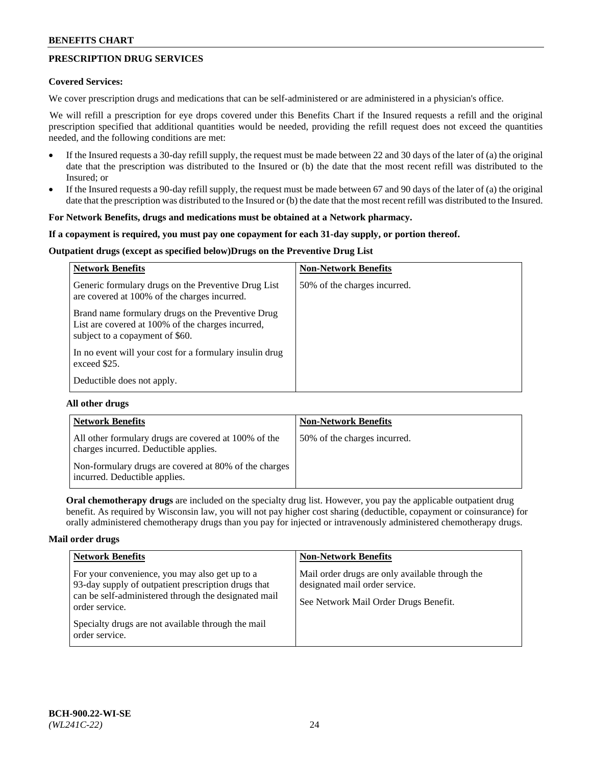## PRESCRIPTION DRUG SERVICES

**Covered Services:**

We cover prescription drugs and medications that can be self-administered or are administered in a physician's office.

We will refill a prescription for eye drops covered under this Benefits Chart if the Insured requests a refill and the original prescription specified that additional quantities would be needed, providing the refill request does not exceed the quantities needed, and the following conditions are met:

- If the Insured requests a 30-day refill supply, the request must be made between 22 and 30 days of the later of (a) the original date that the prescription was distributed to the Insured or (b) the date that the most recent refill was distributed to the Insured; or
- If the Insured requests a 90-day refill supply, the request must be made between 67 and 90 days of the later of (a) the original date that the prescription was distributed to the Insured or (b) the date that the most recent refill was distributed to the Insured.

**For Network Benefits, drugs and medications must be obtained at a Network pharmacy.**

**If a copayment is required, you must pay one copayment for each 31-day supply, or portion thereof.**

**Outpatient drugs (except as specified below)Drugs on the Preventive Drug List**

| Network Benefits | Non-Network Benefits |
|---|---|
| Generic formulary drugs on the Preventive Drug List are covered at 100% of the charges incurred.<br><br>Brand name formulary drugs on the Preventive Drug List are covered at 100% of the charges incurred, subject to a copayment of $60.<br><br>In no event will your cost for a formulary insulin drug exceed $25.<br><br>Deductible does not apply. | 50% of the charges incurred. |

**All other drugs**

| Network Benefits | Non-Network Benefits |
|---|---|
| All other formulary drugs are covered at 100% of the charges incurred. Deductible applies.<br><br>Non-formulary drugs are covered at 80% of the charges incurred. Deductible applies. | 50% of the charges incurred. |

**Oral chemotherapy drugs** are included on the specialty drug list. However, you pay the applicable outpatient drug benefit. As required by Wisconsin law, you will not pay higher cost sharing (deductible, copayment or coinsurance) for orally administered chemotherapy drugs than you pay for injected or intravenously administered chemotherapy drugs.

**Mail order drugs**

| Network Benefits | Non-Network Benefits |
|---|---|
| For your convenience, you may also get up to a 93-day supply of outpatient prescription drugs that can be self-administered through the designated mail order service.<br><br>Specialty drugs are not available through the mail order service. | Mail order drugs are only available through the designated mail order service.<br><br>See Network Mail Order Drugs Benefit. |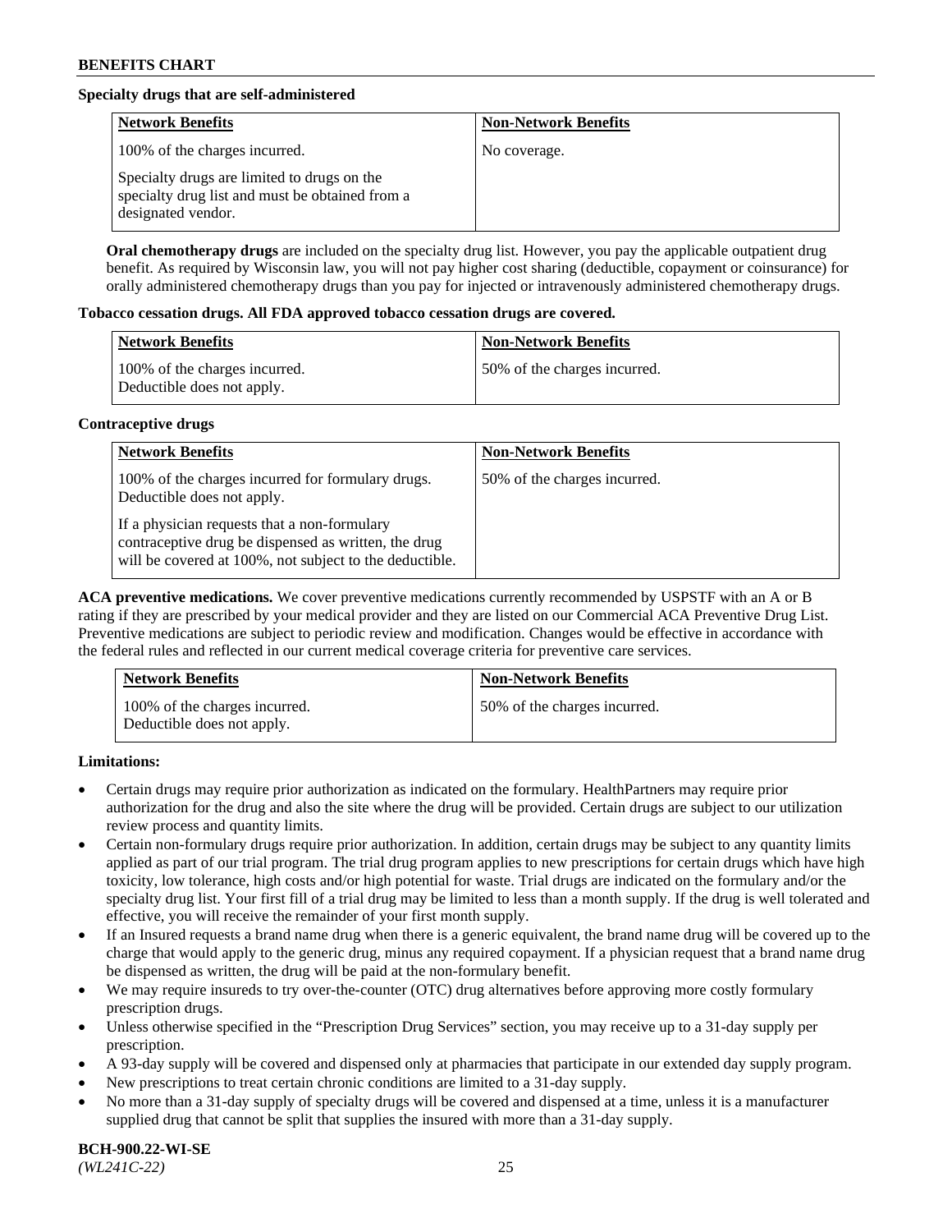**Specialty drugs that are self-administered**

| Network Benefits | Non-Network Benefits |
| --- | --- |
| 100% of the charges incurred.<br><br>Specialty drugs are limited to drugs on the specialty drug list and must be obtained from a designated vendor. | No coverage. |

**Oral chemotherapy drugs** are included on the specialty drug list. However, you pay the applicable outpatient drug benefit. As required by Wisconsin law, you will not pay higher cost sharing (deductible, copayment or coinsurance) for orally administered chemotherapy drugs than you pay for injected or intravenously administered chemotherapy drugs.

**Tobacco cessation drugs. All FDA approved tobacco cessation drugs are covered.**

| Network Benefits | Non-Network Benefits |
| --- | --- |
| 100% of the charges incurred.<br>Deductible does not apply. | 50% of the charges incurred. |

**Contraceptive drugs**

| Network Benefits | Non-Network Benefits |
| --- | --- |
| 100% of the charges incurred for formulary drugs. Deductible does not apply.<br><br>If a physician requests that a non-formulary contraceptive drug be dispensed as written, the drug will be covered at 100%, not subject to the deductible. | 50% of the charges incurred. |

**ACA preventive medications.** We cover preventive medications currently recommended by USPSTF with an A or B rating if they are prescribed by your medical provider and they are listed on our Commercial ACA Preventive Drug List. Preventive medications are subject to periodic review and modification. Changes would be effective in accordance with the federal rules and reflected in our current medical coverage criteria for preventive care services.

| Network Benefits | Non-Network Benefits |
| --- | --- |
| 100% of the charges incurred.<br>Deductible does not apply. | 50% of the charges incurred. |

**Limitations:**

- Certain drugs may require prior authorization as indicated on the formulary. HealthPartners may require prior authorization for the drug and also the site where the drug will be provided. Certain drugs are subject to our utilization review process and quantity limits.
- Certain non-formulary drugs require prior authorization. In addition, certain drugs may be subject to any quantity limits applied as part of our trial program. The trial drug program applies to new prescriptions for certain drugs which have high toxicity, low tolerance, high costs and/or high potential for waste. Trial drugs are indicated on the formulary and/or the specialty drug list. Your first fill of a trial drug may be limited to less than a month supply. If the drug is well tolerated and effective, you will receive the remainder of your first month supply.
- If an Insured requests a brand name drug when there is a generic equivalent, the brand name drug will be covered up to the charge that would apply to the generic drug, minus any required copayment. If a physician request that a brand name drug be dispensed as written, the drug will be paid at the non-formulary benefit.
- We may require insureds to try over-the-counter (OTC) drug alternatives before approving more costly formulary prescription drugs.
- Unless otherwise specified in the "Prescription Drug Services" section, you may receive up to a 31-day supply per prescription.
- A 93-day supply will be covered and dispensed only at pharmacies that participate in our extended day supply program.
- New prescriptions to treat certain chronic conditions are limited to a 31-day supply.
- No more than a 31-day supply of specialty drugs will be covered and dispensed at a time, unless it is a manufacturer supplied drug that cannot be split that supplies the insured with more than a 31-day supply.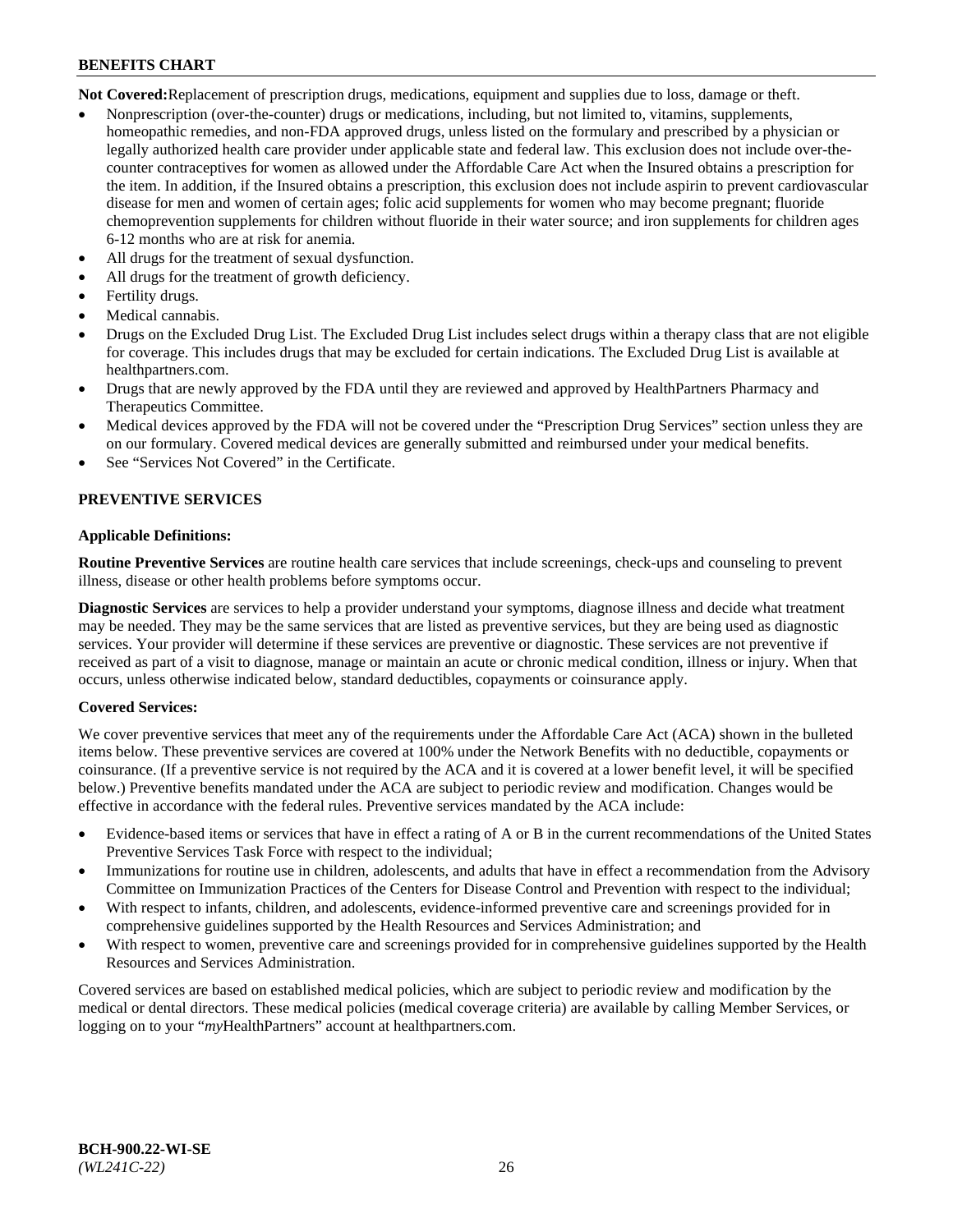**Not Covered:** Replacement of prescription drugs, medications, equipment and supplies due to loss, damage or theft.

- Nonprescription (over-the-counter) drugs or medications, including, but not limited to, vitamins, supplements, homeopathic remedies, and non-FDA approved drugs, unless listed on the formulary and prescribed by a physician or legally authorized health care provider under applicable state and federal law. This exclusion does not include over-the-counter contraceptives for women as allowed under the Affordable Care Act when the Insured obtains a prescription for the item. In addition, if the Insured obtains a prescription, this exclusion does not include aspirin to prevent cardiovascular disease for men and women of certain ages; folic acid supplements for women who may become pregnant; fluoride chemoprevention supplements for children without fluoride in their water source; and iron supplements for children ages 6-12 months who are at risk for anemia.
- All drugs for the treatment of sexual dysfunction.
- All drugs for the treatment of growth deficiency.
- Fertility drugs.
- Medical cannabis.
- Drugs on the Excluded Drug List. The Excluded Drug List includes select drugs within a therapy class that are not eligible for coverage. This includes drugs that may be excluded for certain indications. The Excluded Drug List is available at healthpartners.com.
- Drugs that are newly approved by the FDA until they are reviewed and approved by HealthPartners Pharmacy and Therapeutics Committee.
- Medical devices approved by the FDA will not be covered under the "Prescription Drug Services" section unless they are on our formulary. Covered medical devices are generally submitted and reimbursed under your medical benefits.
- See "Services Not Covered" in the Certificate.

## PREVENTIVE SERVICES

**Applicable Definitions:**

**Routine Preventive Services** are routine health care services that include screenings, check-ups and counseling to prevent illness, disease or other health problems before symptoms occur.

**Diagnostic Services** are services to help a provider understand your symptoms, diagnose illness and decide what treatment may be needed. They may be the same services that are listed as preventive services, but they are being used as diagnostic services. Your provider will determine if these services are preventive or diagnostic. These services are not preventive if received as part of a visit to diagnose, manage or maintain an acute or chronic medical condition, illness or injury. When that occurs, unless otherwise indicated below, standard deductibles, copayments or coinsurance apply.

**Covered Services:**

We cover preventive services that meet any of the requirements under the Affordable Care Act (ACA) shown in the bulleted items below. These preventive services are covered at 100% under the Network Benefits with no deductible, copayments or coinsurance. (If a preventive service is not required by the ACA and it is covered at a lower benefit level, it will be specified below.) Preventive benefits mandated under the ACA are subject to periodic review and modification. Changes would be effective in accordance with the federal rules. Preventive services mandated by the ACA include:

- Evidence-based items or services that have in effect a rating of A or B in the current recommendations of the United States Preventive Services Task Force with respect to the individual;
- Immunizations for routine use in children, adolescents, and adults that have in effect a recommendation from the Advisory Committee on Immunization Practices of the Centers for Disease Control and Prevention with respect to the individual;
- With respect to infants, children, and adolescents, evidence-informed preventive care and screenings provided for in comprehensive guidelines supported by the Health Resources and Services Administration; and
- With respect to women, preventive care and screenings provided for in comprehensive guidelines supported by the Health Resources and Services Administration.

Covered services are based on established medical policies, which are subject to periodic review and modification by the medical or dental directors. These medical policies (medical coverage criteria) are available by calling Member Services, or logging on to your "*my*HealthPartners" account at healthpartners.com.

**BCH-900.22-WI-SE**
*(WL241C-22)*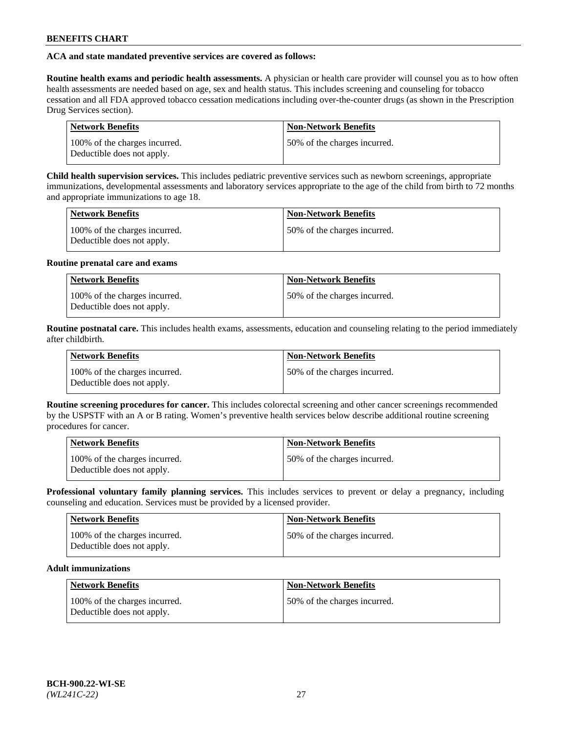**ACA and state mandated preventive services are covered as follows:**

**Routine health exams and periodic health assessments.** A physician or health care provider will counsel you as to how often health assessments are needed based on age, sex and health status. This includes screening and counseling for tobacco cessation and all FDA approved tobacco cessation medications including over-the-counter drugs (as shown in the Prescription Drug Services section).

| Network Benefits | Non-Network Benefits |
|---|---|
| 100% of the charges incurred. Deductible does not apply. | 50% of the charges incurred. |

**Child health supervision services.** This includes pediatric preventive services such as newborn screenings, appropriate immunizations, developmental assessments and laboratory services appropriate to the age of the child from birth to 72 months and appropriate immunizations to age 18.

| Network Benefits | Non-Network Benefits |
|---|---|
| 100% of the charges incurred. Deductible does not apply. | 50% of the charges incurred. |

**Routine prenatal care and exams**

| Network Benefits | Non-Network Benefits |
|---|---|
| 100% of the charges incurred. Deductible does not apply. | 50% of the charges incurred. |

**Routine postnatal care.** This includes health exams, assessments, education and counseling relating to the period immediately after childbirth.

| Network Benefits | Non-Network Benefits |
|---|---|
| 100% of the charges incurred. Deductible does not apply. | 50% of the charges incurred. |

**Routine screening procedures for cancer.** This includes colorectal screening and other cancer screenings recommended by the USPSTF with an A or B rating. Women's preventive health services below describe additional routine screening procedures for cancer.

| Network Benefits | Non-Network Benefits |
|---|---|
| 100% of the charges incurred. Deductible does not apply. | 50% of the charges incurred. |

**Professional voluntary family planning services.** This includes services to prevent or delay a pregnancy, including counseling and education. Services must be provided by a licensed provider.

| Network Benefits | Non-Network Benefits |
|---|---|
| 100% of the charges incurred. Deductible does not apply. | 50% of the charges incurred. |

**Adult immunizations**

| Network Benefits | Non-Network Benefits |
|---|---|
| 100% of the charges incurred. Deductible does not apply. | 50% of the charges incurred. |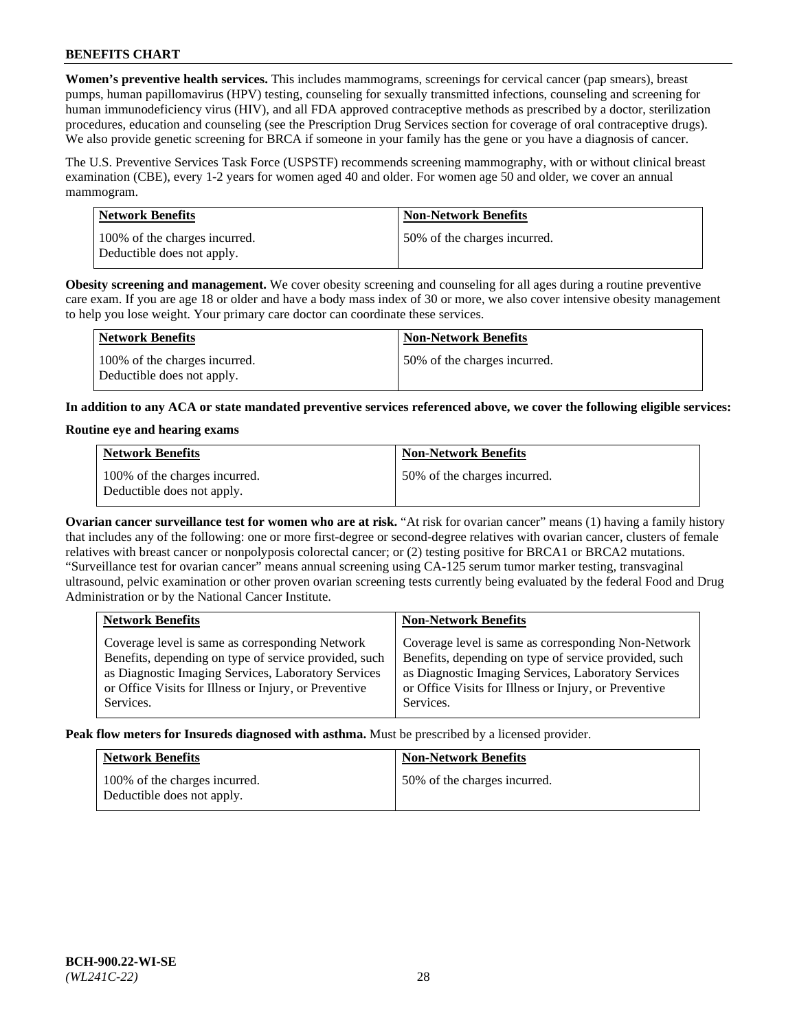**Women's preventive health services.** This includes mammograms, screenings for cervical cancer (pap smears), breast pumps, human papillomavirus (HPV) testing, counseling for sexually transmitted infections, counseling and screening for human immunodeficiency virus (HIV), and all FDA approved contraceptive methods as prescribed by a doctor, sterilization procedures, education and counseling (see the Prescription Drug Services section for coverage of oral contraceptive drugs). We also provide genetic screening for BRCA if someone in your family has the gene or you have a diagnosis of cancer.

The U.S. Preventive Services Task Force (USPSTF) recommends screening mammography, with or without clinical breast examination (CBE), every 1-2 years for women aged 40 and older. For women age 50 and older, we cover an annual mammogram.

| Network Benefits | Non-Network Benefits |
|---|---|
| 100% of the charges incurred. Deductible does not apply. | 50% of the charges incurred. |

**Obesity screening and management.** We cover obesity screening and counseling for all ages during a routine preventive care exam. If you are age 18 or older and have a body mass index of 30 or more, we also cover intensive obesity management to help you lose weight. Your primary care doctor can coordinate these services.

| Network Benefits | Non-Network Benefits |
|---|---|
| 100% of the charges incurred. Deductible does not apply. | 50% of the charges incurred. |

**In addition to any ACA or state mandated preventive services referenced above, we cover the following eligible services:**

**Routine eye and hearing exams**

| Network Benefits | Non-Network Benefits |
|---|---|
| 100% of the charges incurred. Deductible does not apply. | 50% of the charges incurred. |

**Ovarian cancer surveillance test for women who are at risk.** "At risk for ovarian cancer" means (1) having a family history that includes any of the following: one or more first-degree or second-degree relatives with ovarian cancer, clusters of female relatives with breast cancer or nonpolyposis colorectal cancer; or (2) testing positive for BRCA1 or BRCA2 mutations. "Surveillance test for ovarian cancer" means annual screening using CA-125 serum tumor marker testing, transvaginal ultrasound, pelvic examination or other proven ovarian screening tests currently being evaluated by the federal Food and Drug Administration or by the National Cancer Institute.

| Network Benefits | Non-Network Benefits |
|---|---|
| Coverage level is same as corresponding Network Benefits, depending on type of service provided, such as Diagnostic Imaging Services, Laboratory Services or Office Visits for Illness or Injury, or Preventive Services. | Coverage level is same as corresponding Non-Network Benefits, depending on type of service provided, such as Diagnostic Imaging Services, Laboratory Services or Office Visits for Illness or Injury, or Preventive Services. |

**Peak flow meters for Insureds diagnosed with asthma.** Must be prescribed by a licensed provider.

| Network Benefits | Non-Network Benefits |
|---|---|
| 100% of the charges incurred. Deductible does not apply. | 50% of the charges incurred. |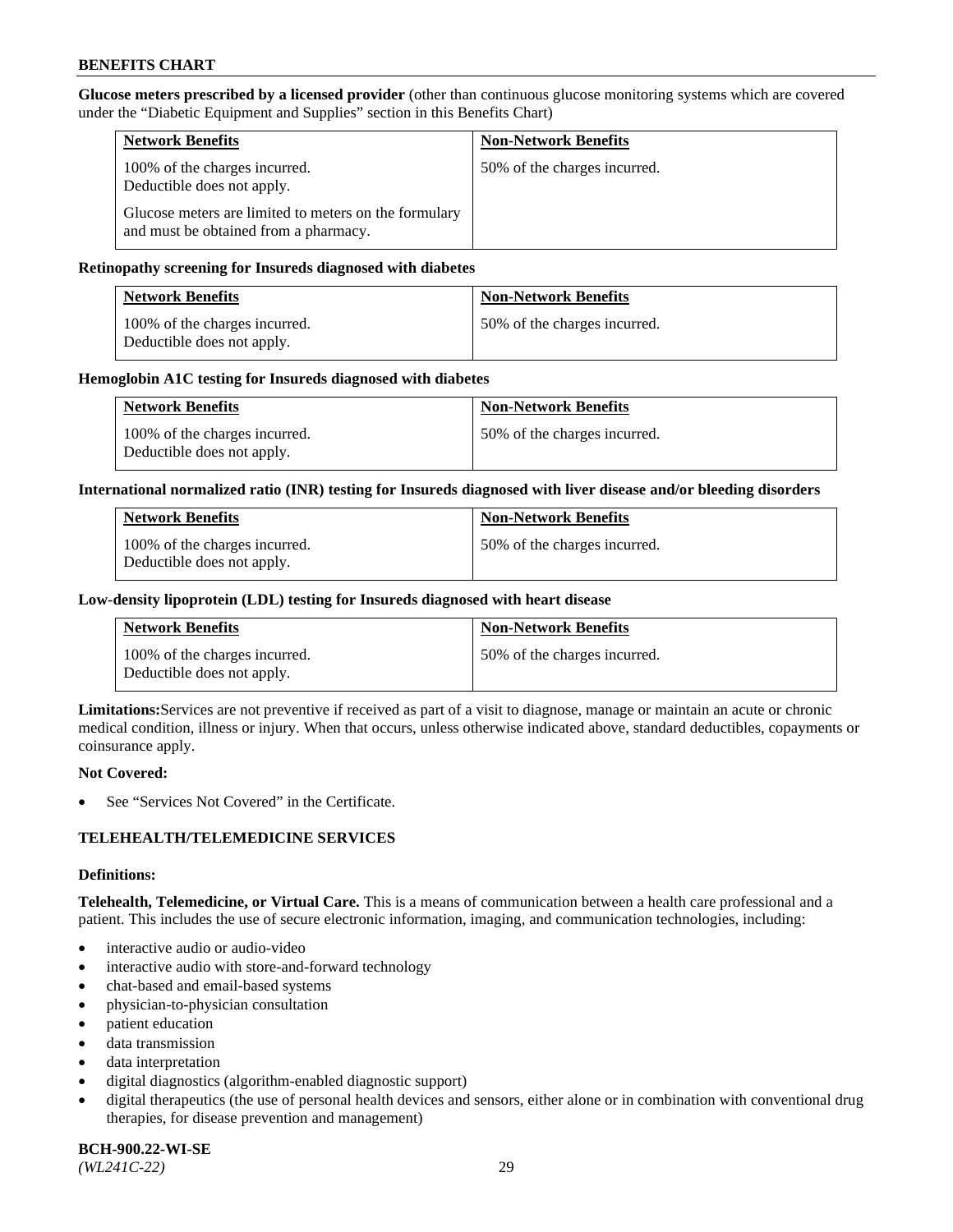**Glucose meters prescribed by a licensed provider** (other than continuous glucose monitoring systems which are covered under the "Diabetic Equipment and Supplies" section in this Benefits Chart)

| Network Benefits | Non-Network Benefits |
|---|---|
| 100% of the charges incurred. Deductible does not apply. Glucose meters are limited to meters on the formulary and must be obtained from a pharmacy. | 50% of the charges incurred. |

**Retinopathy screening for Insureds diagnosed with diabetes**

| Network Benefits | Non-Network Benefits |
|---|---|
| 100% of the charges incurred. Deductible does not apply. | 50% of the charges incurred. |

**Hemoglobin A1C testing for Insureds diagnosed with diabetes**

| Network Benefits | Non-Network Benefits |
|---|---|
| 100% of the charges incurred. Deductible does not apply. | 50% of the charges incurred. |

**International normalized ratio (INR) testing for Insureds diagnosed with liver disease and/or bleeding disorders**

| Network Benefits | Non-Network Benefits |
|---|---|
| 100% of the charges incurred. Deductible does not apply. | 50% of the charges incurred. |

**Low-density lipoprotein (LDL) testing for Insureds diagnosed with heart disease**

| Network Benefits | Non-Network Benefits |
|---|---|
| 100% of the charges incurred. Deductible does not apply. | 50% of the charges incurred. |

**Limitations:** Services are not preventive if received as part of a visit to diagnose, manage or maintain an acute or chronic medical condition, illness or injury. When that occurs, unless otherwise indicated above, standard deductibles, copayments or coinsurance apply.

**Not Covered:**

- See "Services Not Covered" in the Certificate.

## TELEHEALTH/TELEMEDICINE SERVICES

**Definitions:**

**Telehealth, Telemedicine, or Virtual Care.** This is a means of communication between a health care professional and a patient. This includes the use of secure electronic information, imaging, and communication technologies, including:

- interactive audio or audio-video
- interactive audio with store-and-forward technology
- chat-based and email-based systems
- physician-to-physician consultation
- patient education
- data transmission
- data interpretation
- digital diagnostics (algorithm-enabled diagnostic support)
- digital therapeutics (the use of personal health devices and sensors, either alone or in combination with conventional drug therapies, for disease prevention and management)

**BCH-900.22-WI-SE**
*(WL241C-22)*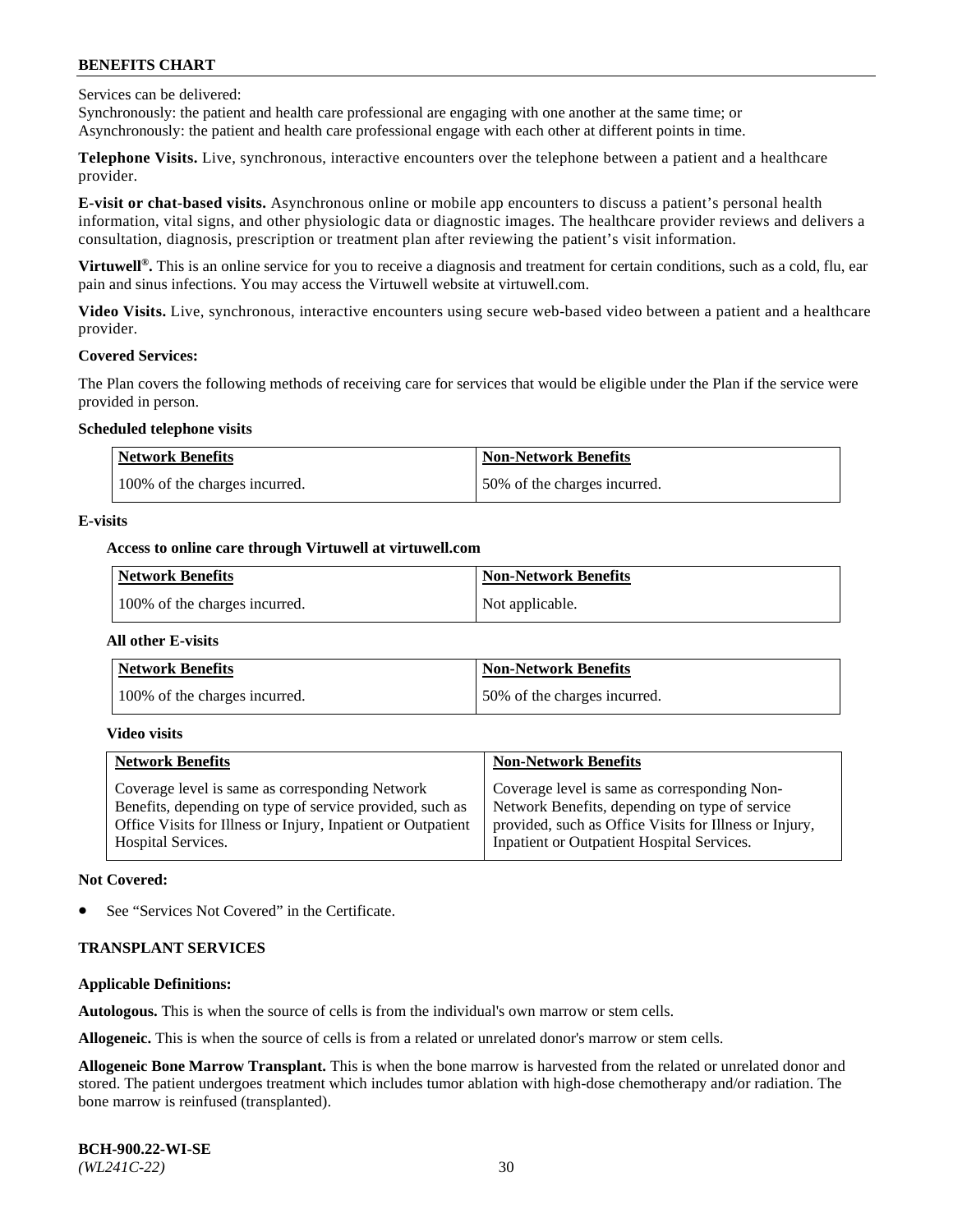Services can be delivered:
Synchronously: the patient and health care professional are engaging with one another at the same time; or
Asynchronously: the patient and health care professional engage with each other at different points in time.

**Telephone Visits.** Live, synchronous, interactive encounters over the telephone between a patient and a healthcare provider.

**E-visit or chat-based visits.** Asynchronous online or mobile app encounters to discuss a patient's personal health information, vital signs, and other physiologic data or diagnostic images. The healthcare provider reviews and delivers a consultation, diagnosis, prescription or treatment plan after reviewing the patient's visit information.

**Virtuwell®.** This is an online service for you to receive a diagnosis and treatment for certain conditions, such as a cold, flu, ear pain and sinus infections. You may access the Virtuwell website at virtuwell.com.

**Video Visits.** Live, synchronous, interactive encounters using secure web-based video between a patient and a healthcare provider.

**Covered Services:**

The Plan covers the following methods of receiving care for services that would be eligible under the Plan if the service were provided in person.

**Scheduled telephone visits**

| Network Benefits | Non-Network Benefits |
|---|---|
| 100% of the charges incurred. | 50% of the charges incurred. |

**E-visits**

**Access to online care through Virtuwell at virtuwell.com**

| Network Benefits | Non-Network Benefits |
|---|---|
| 100% of the charges incurred. | Not applicable. |

**All other E-visits**

| Network Benefits | Non-Network Benefits |
|---|---|
| 100% of the charges incurred. | 50% of the charges incurred. |

**Video visits**

| Network Benefits | Non-Network Benefits |
|---|---|
| Coverage level is same as corresponding Network Benefits, depending on type of service provided, such as Office Visits for Illness or Injury, Inpatient or Outpatient Hospital Services. | Coverage level is same as corresponding Non-Network Benefits, depending on type of service provided, such as Office Visits for Illness or Injury, Inpatient or Outpatient Hospital Services. |

**Not Covered:**

- See "Services Not Covered" in the Certificate.

## TRANSPLANT SERVICES

**Applicable Definitions:**

**Autologous.** This is when the source of cells is from the individual's own marrow or stem cells.

**Allogeneic.** This is when the source of cells is from a related or unrelated donor's marrow or stem cells.

**Allogeneic Bone Marrow Transplant.** This is when the bone marrow is harvested from the related or unrelated donor and stored. The patient undergoes treatment which includes tumor ablation with high-dose chemotherapy and/or radiation. The bone marrow is reinfused (transplanted).

**BCH-900.22-WI-SE**
*(WL241C-22)*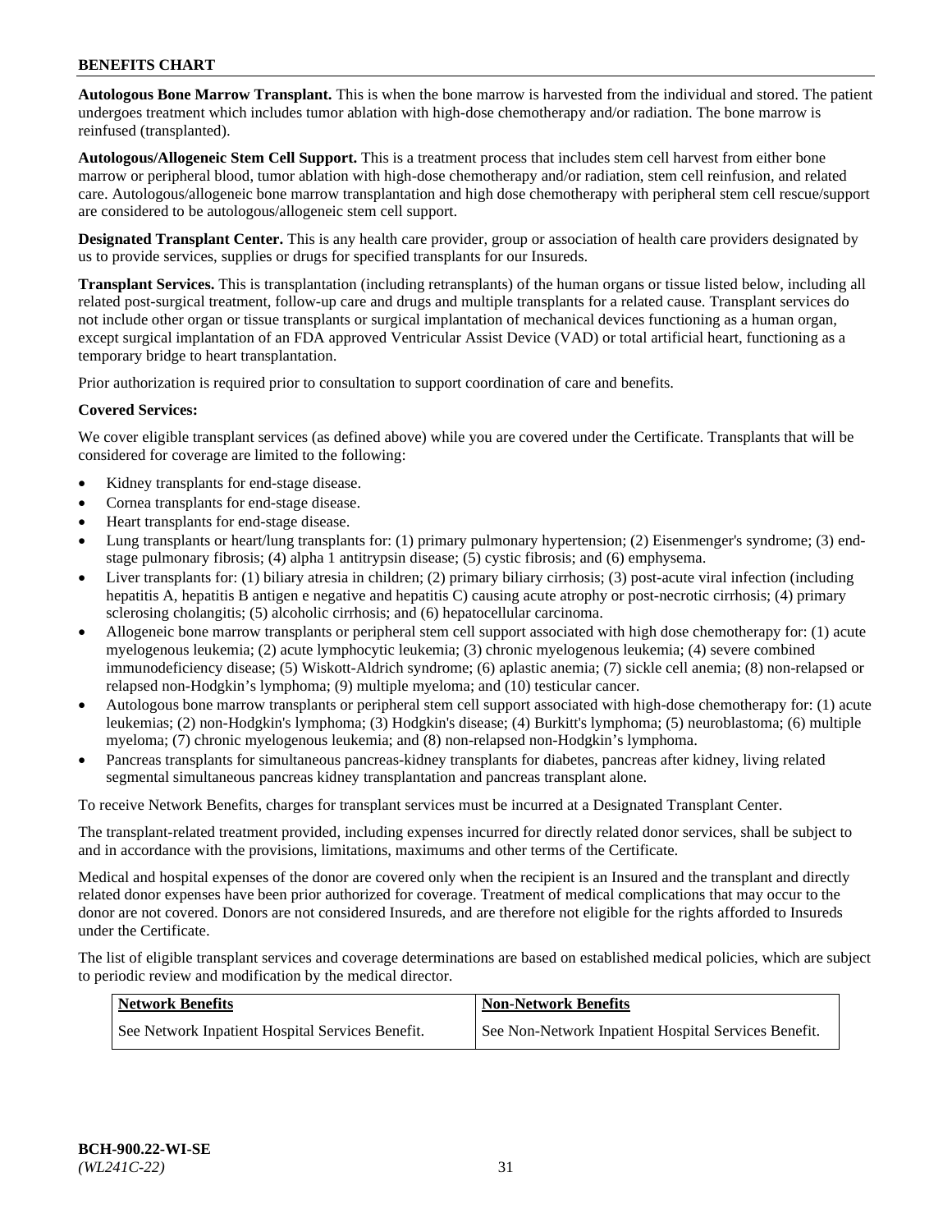**Autologous Bone Marrow Transplant.** This is when the bone marrow is harvested from the individual and stored. The patient undergoes treatment which includes tumor ablation with high-dose chemotherapy and/or radiation. The bone marrow is reinfused (transplanted).

**Autologous/Allogeneic Stem Cell Support.** This is a treatment process that includes stem cell harvest from either bone marrow or peripheral blood, tumor ablation with high-dose chemotherapy and/or radiation, stem cell reinfusion, and related care. Autologous/allogeneic bone marrow transplantation and high dose chemotherapy with peripheral stem cell rescue/support are considered to be autologous/allogeneic stem cell support.

**Designated Transplant Center.** This is any health care provider, group or association of health care providers designated by us to provide services, supplies or drugs for specified transplants for our Insureds.

**Transplant Services.** This is transplantation (including retransplants) of the human organs or tissue listed below, including all related post-surgical treatment, follow-up care and drugs and multiple transplants for a related cause. Transplant services do not include other organ or tissue transplants or surgical implantation of mechanical devices functioning as a human organ, except surgical implantation of an FDA approved Ventricular Assist Device (VAD) or total artificial heart, functioning as a temporary bridge to heart transplantation.

Prior authorization is required prior to consultation to support coordination of care and benefits.

**Covered Services:**

We cover eligible transplant services (as defined above) while you are covered under the Certificate. Transplants that will be considered for coverage are limited to the following:

- Kidney transplants for end-stage disease.
- Cornea transplants for end-stage disease.
- Heart transplants for end-stage disease.
- Lung transplants or heart/lung transplants for: (1) primary pulmonary hypertension; (2) Eisenmenger's syndrome; (3) end-stage pulmonary fibrosis; (4) alpha 1 antitrypsin disease; (5) cystic fibrosis; and (6) emphysema.
- Liver transplants for: (1) biliary atresia in children; (2) primary biliary cirrhosis; (3) post-acute viral infection (including hepatitis A, hepatitis B antigen e negative and hepatitis C) causing acute atrophy or post-necrotic cirrhosis; (4) primary sclerosing cholangitis; (5) alcoholic cirrhosis; and (6) hepatocellular carcinoma.
- Allogeneic bone marrow transplants or peripheral stem cell support associated with high dose chemotherapy for: (1) acute myelogenous leukemia; (2) acute lymphocytic leukemia; (3) chronic myelogenous leukemia; (4) severe combined immunodeficiency disease; (5) Wiskott-Aldrich syndrome; (6) aplastic anemia; (7) sickle cell anemia; (8) non-relapsed or relapsed non-Hodgkin's lymphoma; (9) multiple myeloma; and (10) testicular cancer.
- Autologous bone marrow transplants or peripheral stem cell support associated with high-dose chemotherapy for: (1) acute leukemias; (2) non-Hodgkin's lymphoma; (3) Hodgkin's disease; (4) Burkitt's lymphoma; (5) neuroblastoma; (6) multiple myeloma; (7) chronic myelogenous leukemia; and (8) non-relapsed non-Hodgkin's lymphoma.
- Pancreas transplants for simultaneous pancreas-kidney transplants for diabetes, pancreas after kidney, living related segmental simultaneous pancreas kidney transplantation and pancreas transplant alone.

To receive Network Benefits, charges for transplant services must be incurred at a Designated Transplant Center.

The transplant-related treatment provided, including expenses incurred for directly related donor services, shall be subject to and in accordance with the provisions, limitations, maximums and other terms of the Certificate.

Medical and hospital expenses of the donor are covered only when the recipient is an Insured and the transplant and directly related donor expenses have been prior authorized for coverage. Treatment of medical complications that may occur to the donor are not covered. Donors are not considered Insureds, and are therefore not eligible for the rights afforded to Insureds under the Certificate.

The list of eligible transplant services and coverage determinations are based on established medical policies, which are subject to periodic review and modification by the medical director.

| Network Benefits | Non-Network Benefits |
|---|---|
| See Network Inpatient Hospital Services Benefit. | See Non-Network Inpatient Hospital Services Benefit. |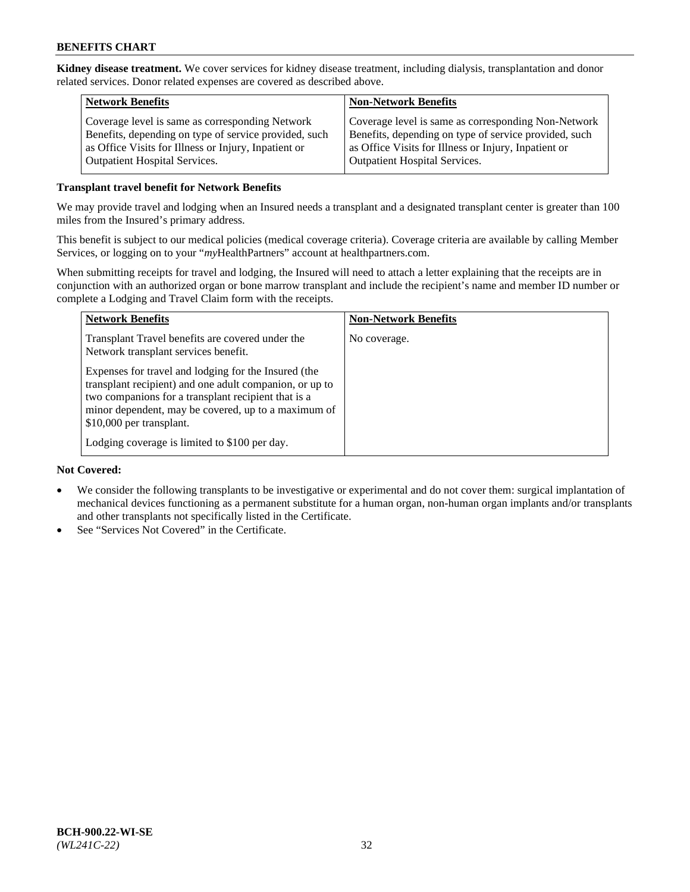**Kidney disease treatment.** We cover services for kidney disease treatment, including dialysis, transplantation and donor related services. Donor related expenses are covered as described above.

| Network Benefits | Non-Network Benefits |
|---|---|
| Coverage level is same as corresponding Network Benefits, depending on type of service provided, such as Office Visits for Illness or Injury, Inpatient or Outpatient Hospital Services. | Coverage level is same as corresponding Non-Network Benefits, depending on type of service provided, such as Office Visits for Illness or Injury, Inpatient or Outpatient Hospital Services. |

**Transplant travel benefit for Network Benefits**

We may provide travel and lodging when an Insured needs a transplant and a designated transplant center is greater than 100 miles from the Insured's primary address.

This benefit is subject to our medical policies (medical coverage criteria). Coverage criteria are available by calling Member Services, or logging on to your "*my*HealthPartners" account at healthpartners.com.

When submitting receipts for travel and lodging, the Insured will need to attach a letter explaining that the receipts are in conjunction with an authorized organ or bone marrow transplant and include the recipient's name and member ID number or complete a Lodging and Travel Claim form with the receipts.

| Network Benefits | Non-Network Benefits |
|---|---|
| Transplant Travel benefits are covered under the Network transplant services benefit.<br><br>Expenses for travel and lodging for the Insured (the transplant recipient) and one adult companion, or up to two companions for a transplant recipient that is a minor dependent, may be covered, up to a maximum of $10,000 per transplant.<br><br>Lodging coverage is limited to $100 per day. | No coverage. |

**Not Covered:**

- We consider the following transplants to be investigative or experimental and do not cover them: surgical implantation of mechanical devices functioning as a permanent substitute for a human organ, non-human organ implants and/or transplants and other transplants not specifically listed in the Certificate.
- See "Services Not Covered" in the Certificate.

**BCH-900.22-WI-SE**
*(WL241C-22)*